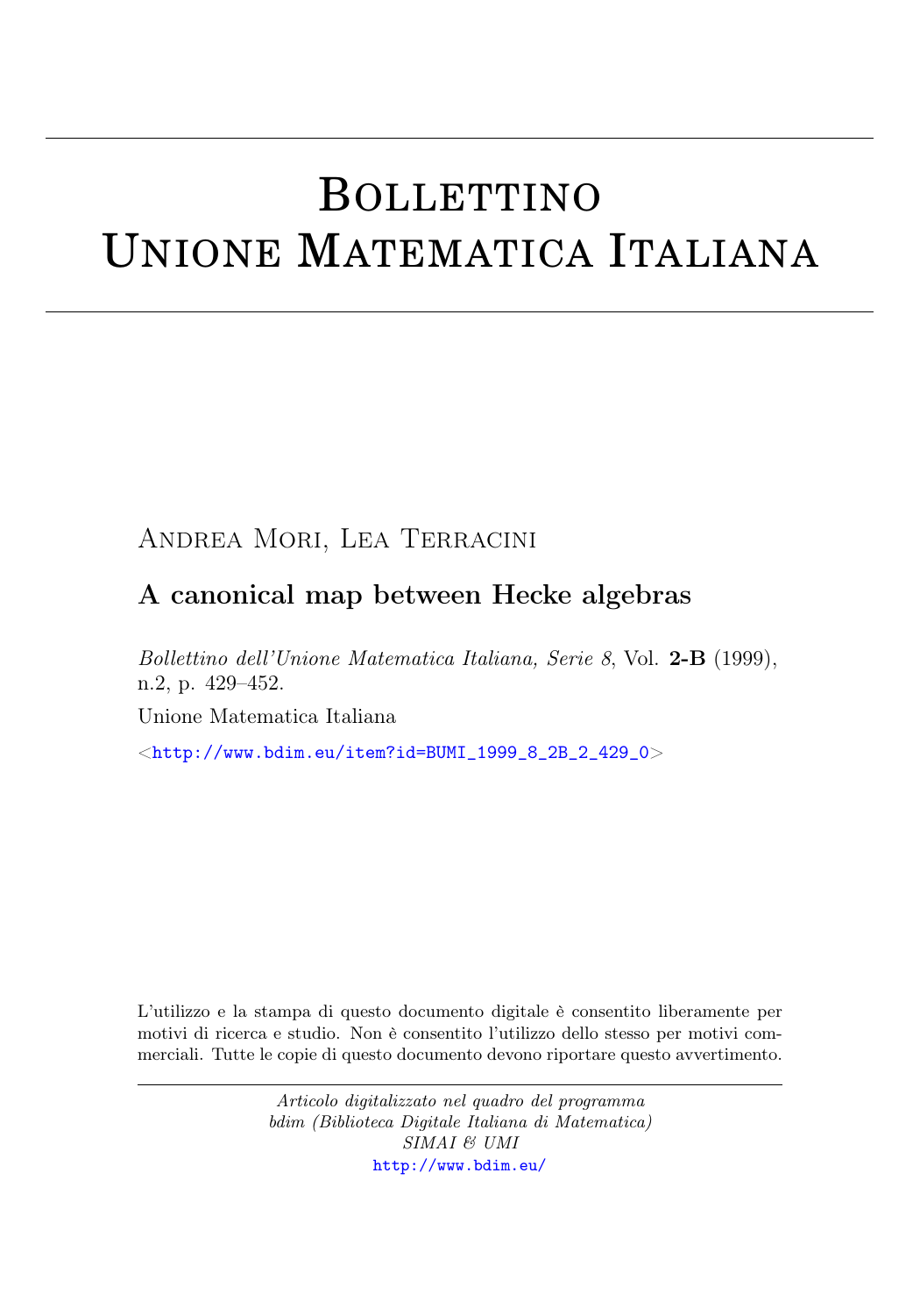# Bollettino Unione Matematica Italiana

Andrea Mori, Lea Terracini

## A canonical map between Hecke algebras

*Bollettino dell'Unione Matematica Italiana, Serie 8*, Vol. **2-B** (1999), n.2, p. 429–452.

Unione Matematica Italiana

<http://www.bdim.eu/item?id=BUMI_1999_8_2B_2_429_0>

L'utilizzo e la stampa di questo documento digitale è consentito liberamente per motivi di ricerca e studio. Non è consentito l'utilizzo dello stesso per motivi commerciali. Tutte le copie di questo documento devono riportare questo avvertimento.

*Articolo digitalizzato nel quadro del programma bdim (Biblioteca Digitale Italiana di Matematica) SIMAI & UMI*
http://www.bdim.eu/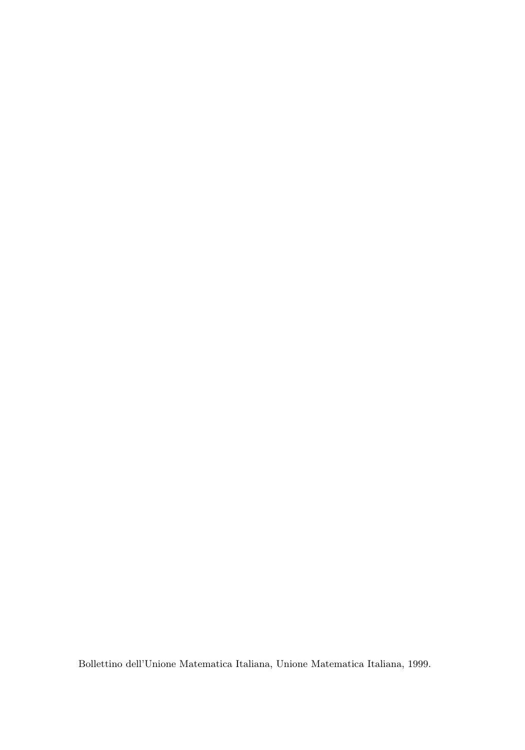Bollettino dell'Unione Matematica Italiana, Unione Matematica Italiana, 1999.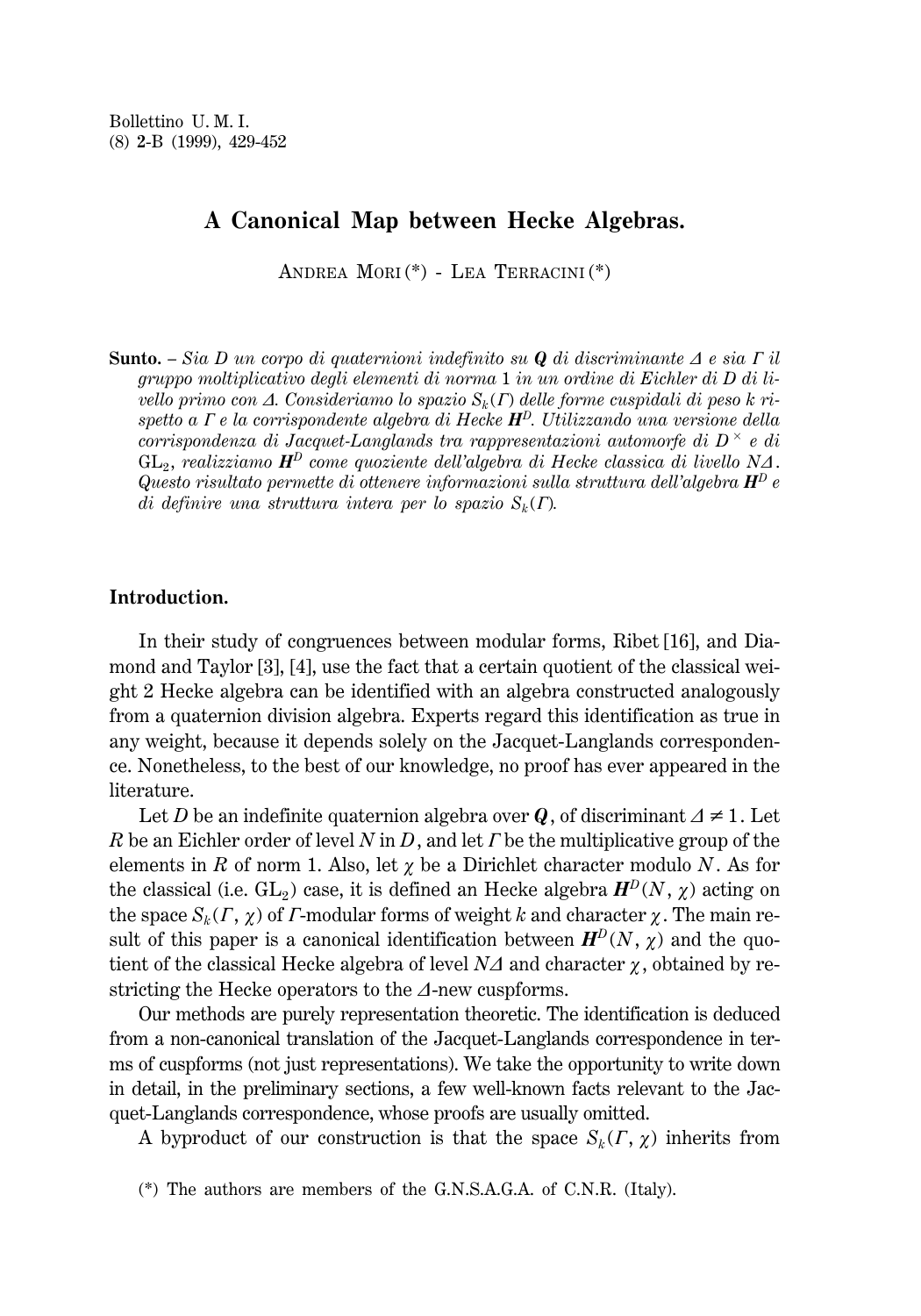# A Canonical Map between Hecke Algebras.

Andrea Mori (*) - Lea Terracini (*)

**Sunto.** – *Sia $D$ un corpo di quaternioni indefinito su $\boldsymbol{Q}$ di discriminante $\Delta$ e sia $\Gamma$ il gruppo moltiplicativo degli elementi di norma 1 in un ordine di Eichler di $D$ di livello primo con $\Delta$. Consideriamo lo spazio $S_k(\Gamma)$ delle forme cuspidali di peso $k$ rispetto a $\Gamma$ e la corrispondente algebra di Hecke $\boldsymbol{H}^D$. Utilizzando una versione della corrispondenza di Jacquet-Langlands tra rappresentazioni automorfe di $D^\times$ e di $\mathrm{GL}_2$, realizziamo $\boldsymbol{H}^D$ come quoziente dell'algebra di Hecke classica di livello $N\Delta$. Questo risultato permette di ottenere informazioni sulla struttura dell'algebra $\boldsymbol{H}^D$ e di definire una struttura intera per lo spazio $S_k(\Gamma)$.*

## Introduction.

In their study of congruences between modular forms, Ribet [16], and Diamond and Taylor [3], [4], use the fact that a certain quotient of the classical weight 2 Hecke algebra can be identified with an algebra constructed analogously from a quaternion division algebra. Experts regard this identification as true in any weight, because it depends solely on the Jacquet-Langlands correspondence. Nonetheless, to the best of our knowledge, no proof has ever appeared in the literature.

Let $D$ be an indefinite quaternion algebra over $\boldsymbol{Q}$, of discriminant $\Delta \neq 1$. Let $R$ be an Eichler order of level $N$ in $D$, and let $\Gamma$ be the multiplicative group of the elements in $R$ of norm 1. Also, let $\chi$ be a Dirichlet character modulo $N$. As for the classical (i.e. $\mathrm{GL}_2$) case, it is defined an Hecke algebra $\boldsymbol{H}^D(N, \chi)$ acting on the space $S_k(\Gamma, \chi)$ of $\Gamma$-modular forms of weight $k$ and character $\chi$. The main result of this paper is a canonical identification between $\boldsymbol{H}^D(N, \chi)$ and the quotient of the classical Hecke algebra of level $N\Delta$ and character $\chi$, obtained by restricting the Hecke operators to the $\Delta$-new cuspforms.

Our methods are purely representation theoretic. The identification is deduced from a non-canonical translation of the Jacquet-Langlands correspondence in terms of cuspforms (not just representations). We take the opportunity to write down in detail, in the preliminary sections, a few well-known facts relevant to the Jacquet-Langlands correspondence, whose proofs are usually omitted.

A byproduct of our construction is that the space $S_k(\Gamma, \chi)$ inherits from

(*) The authors are members of the G.N.S.A.G.A. of C.N.R. (Italy).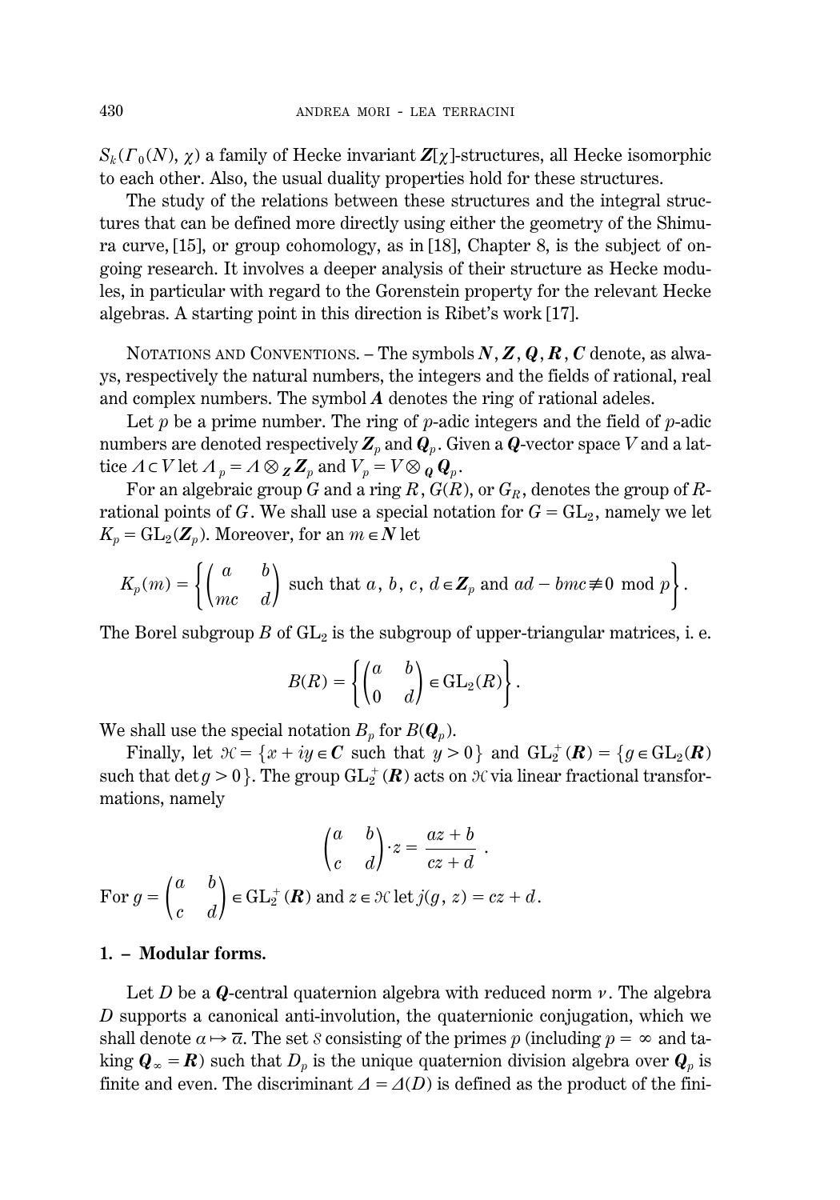$S_k(\Gamma_0(N), \chi)$ a family of Hecke invariant $\boldsymbol{Z}[\chi]$-structures, all Hecke isomorphic to each other. Also, the usual duality properties hold for these structures.

The study of the relations between these structures and the integral structures that can be defined more directly using either the geometry of the Shimura curve, [15], or group cohomology, as in [18], Chapter 8, is the subject of ongoing research. It involves a deeper analysis of their structure as Hecke modules, in particular with regard to the Gorenstein property for the relevant Hecke algebras. A starting point in this direction is Ribet's work [17].

NOTATIONS AND CONVENTIONS. – The symbols $\boldsymbol{N}, \boldsymbol{Z}, \boldsymbol{Q}, \boldsymbol{R}, \boldsymbol{C}$ denote, as always, respectively the natural numbers, the integers and the fields of rational, real and complex numbers. The symbol $\boldsymbol{A}$ denotes the ring of rational adeles.

Let $p$ be a prime number. The ring of $p$-adic integers and the field of $p$-adic numbers are denoted respectively $\boldsymbol{Z}_p$ and $\boldsymbol{Q}_p$. Given a $\boldsymbol{Q}$-vector space $V$ and a lattice $\Lambda \subset V$ let $\Lambda_p = \Lambda \otimes_{\boldsymbol{Z}} \boldsymbol{Z}_p$ and $V_p = V \otimes_{\boldsymbol{Q}} \boldsymbol{Q}_p$.

For an algebraic group $G$ and a ring $R$, $G(R)$, or $G_R$, denotes the group of $R$-rational points of $G$. We shall use a special notation for $G = \mathrm{GL}_2$, namely we let $K_p = \mathrm{GL}_2(\boldsymbol{Z}_p)$. Moreover, for an $m \in \boldsymbol{N}$ let

$$K_p(m) = \left\{ \begin{pmatrix} a & b \\ mc & d \end{pmatrix} \text{ such that } a,\, b,\, c,\, d \in \boldsymbol{Z}_p \text{ and } ad - bmc \not\equiv 0 \bmod p \right\}.$$

The Borel subgroup $B$ of $\mathrm{GL}_2$ is the subgroup of upper-triangular matrices, i. e.

$$B(R) = \left\{ \begin{pmatrix} a & b \\ 0 & d \end{pmatrix} \in \mathrm{GL}_2(R) \right\}.$$

We shall use the special notation $B_p$ for $B(\boldsymbol{Q}_p)$.

Finally, let $\mathcal{H} = \{x + iy \in \boldsymbol{C} \text{ such that } y > 0\}$ and $\mathrm{GL}_2^+(\boldsymbol{R}) = \{g \in \mathrm{GL}_2(\boldsymbol{R})$ such that $\det g > 0\}$. The group $\mathrm{GL}_2^+(\boldsymbol{R})$ acts on $\mathcal{H}$ via linear fractional transformations, namely

$$\begin{pmatrix} a & b \\ c & d \end{pmatrix} \cdot z = \frac{az + b}{cz + d}\ .$$

For $g = \begin{pmatrix} a & b \\ c & d \end{pmatrix} \in \mathrm{GL}_2^+(\boldsymbol{R})$ and $z \in \mathcal{H}$ let $j(g, z) = cz + d$.

## 1. – Modular forms.

Let $D$ be a $\boldsymbol{Q}$-central quaternion algebra with reduced norm $\nu$. The algebra $D$ supports a canonical anti-involution, the quaternionic conjugation, which we shall denote $\alpha \mapsto \overline{\alpha}$. The set $\mathcal{S}$ consisting of the primes $p$ (including $p = \infty$ and taking $\boldsymbol{Q}_\infty = \boldsymbol{R}$) such that $D_p$ is the unique quaternion division algebra over $\boldsymbol{Q}_p$ is finite and even. The discriminant $\Delta = \Delta(D)$ is defined as the product of the fini-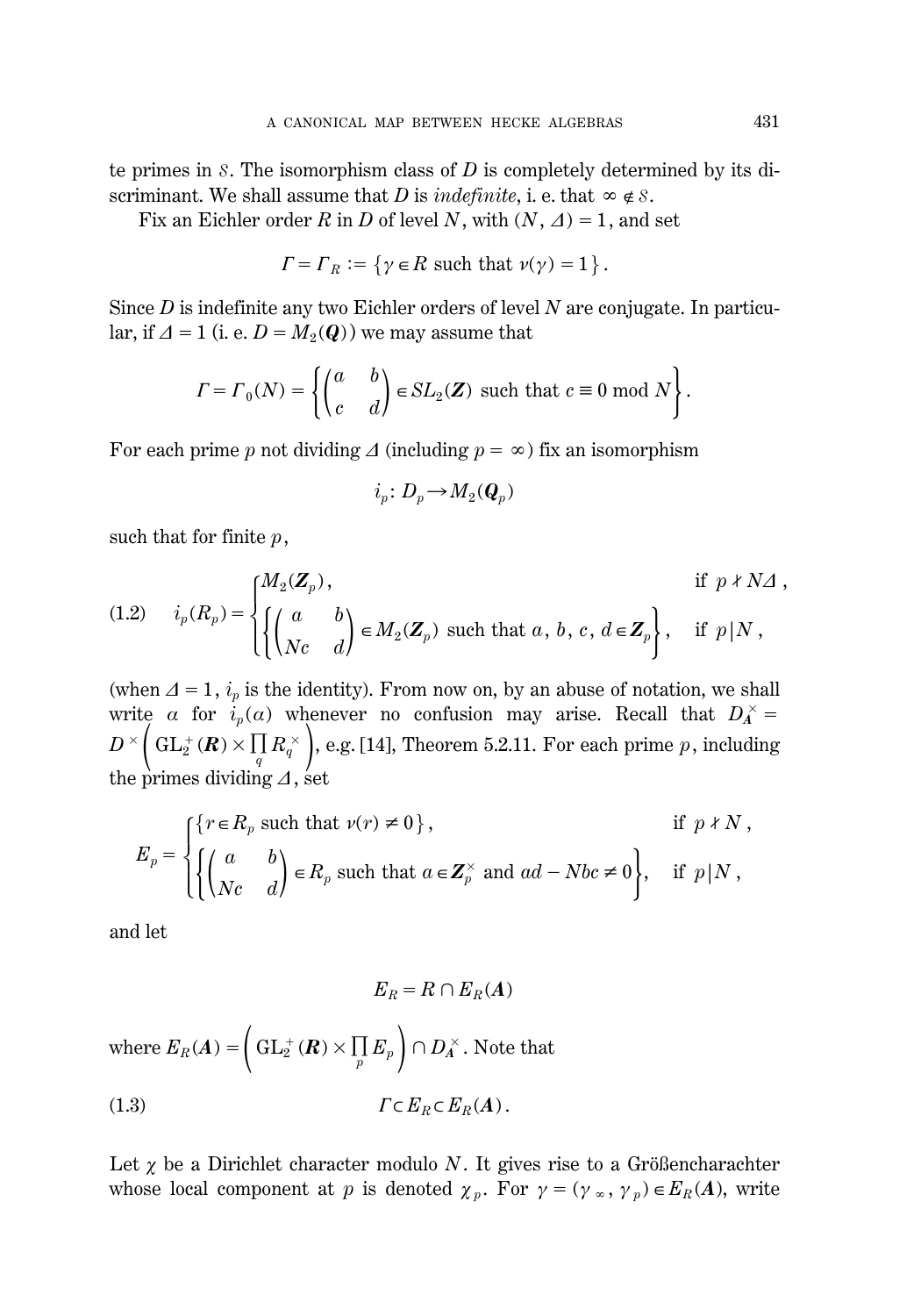te primes in $\mathcal{S}$. The isomorphism class of $D$ is completely determined by its discriminant. We shall assume that $D$ is *indefinite*, i. e. that $\infty \notin \mathcal{S}$.

Fix an Eichler order $R$ in $D$ of level $N$, with $(N, \Delta) = 1$, and set

$$\Gamma = \Gamma_R := \{\gamma \in R \text{ such that } \nu(\gamma) = 1\}.$$

Since $D$ is indefinite any two Eichler orders of level $N$ are conjugate. In particular, if $\Delta = 1$ (i. e. $D = M_2(\boldsymbol{Q})$) we may assume that

$$\Gamma = \Gamma_0(N) = \left\{ \begin{pmatrix} a & b \\ c & d \end{pmatrix} \in SL_2(\boldsymbol{Z}) \text{ such that } c \equiv 0 \bmod N \right\}.$$

For each prime $p$ not dividing $\Delta$ (including $p = \infty$) fix an isomorphism

$$i_p \colon D_p \to M_2(\boldsymbol{Q}_p)$$

such that for finite $p$,

$$(1.2) \qquad i_p(R_p) = \begin{cases} M_2(\boldsymbol{Z}_p), & \text{if } p \nmid N\Delta, \\ \left\{ \begin{pmatrix} a & b \\ Nc & d \end{pmatrix} \in M_2(\boldsymbol{Z}_p) \text{ such that } a, b, c, d \in \boldsymbol{Z}_p \right\}, & \text{if } p \mid N, \end{cases}$$

(when $\Delta = 1$, $i_p$ is the identity). From now on, by an abuse of notation, we shall write $\alpha$ for $i_p(\alpha)$ whenever no confusion may arise. Recall that $D_{\boldsymbol{A}}^\times = D^\times \left( \mathrm{GL}_2^+(\boldsymbol{R}) \times \prod_q R_q^\times \right)$, e.g. [14], Theorem 5.2.11. For each prime $p$, including the primes dividing $\Delta$, set

$$E_p = \begin{cases} \{ r \in R_p \text{ such that } \nu(r) \neq 0 \}, & \text{if } p \nmid N, \\ \left\{ \begin{pmatrix} a & b \\ Nc & d \end{pmatrix} \in R_p \text{ such that } a \in \boldsymbol{Z}_p^\times \text{ and } ad - Nbc \neq 0 \right\}, & \text{if } p \mid N, \end{cases}$$

and let

$$E_R = R \cap E_R(\boldsymbol{A})$$

where $E_R(\boldsymbol{A}) = \left( \mathrm{GL}_2^+(\boldsymbol{R}) \times \prod_p E_p \right) \cap D_{\boldsymbol{A}}^\times$. Note that

$$(1.3) \qquad \Gamma \subset E_R \subset E_R(\boldsymbol{A}).$$

Let $\chi$ be a Dirichlet character modulo $N$. It gives rise to a Größencharachter whose local component at $p$ is denoted $\chi_p$. For $\gamma = (\gamma_\infty, \gamma_p) \in E_R(\boldsymbol{A})$, write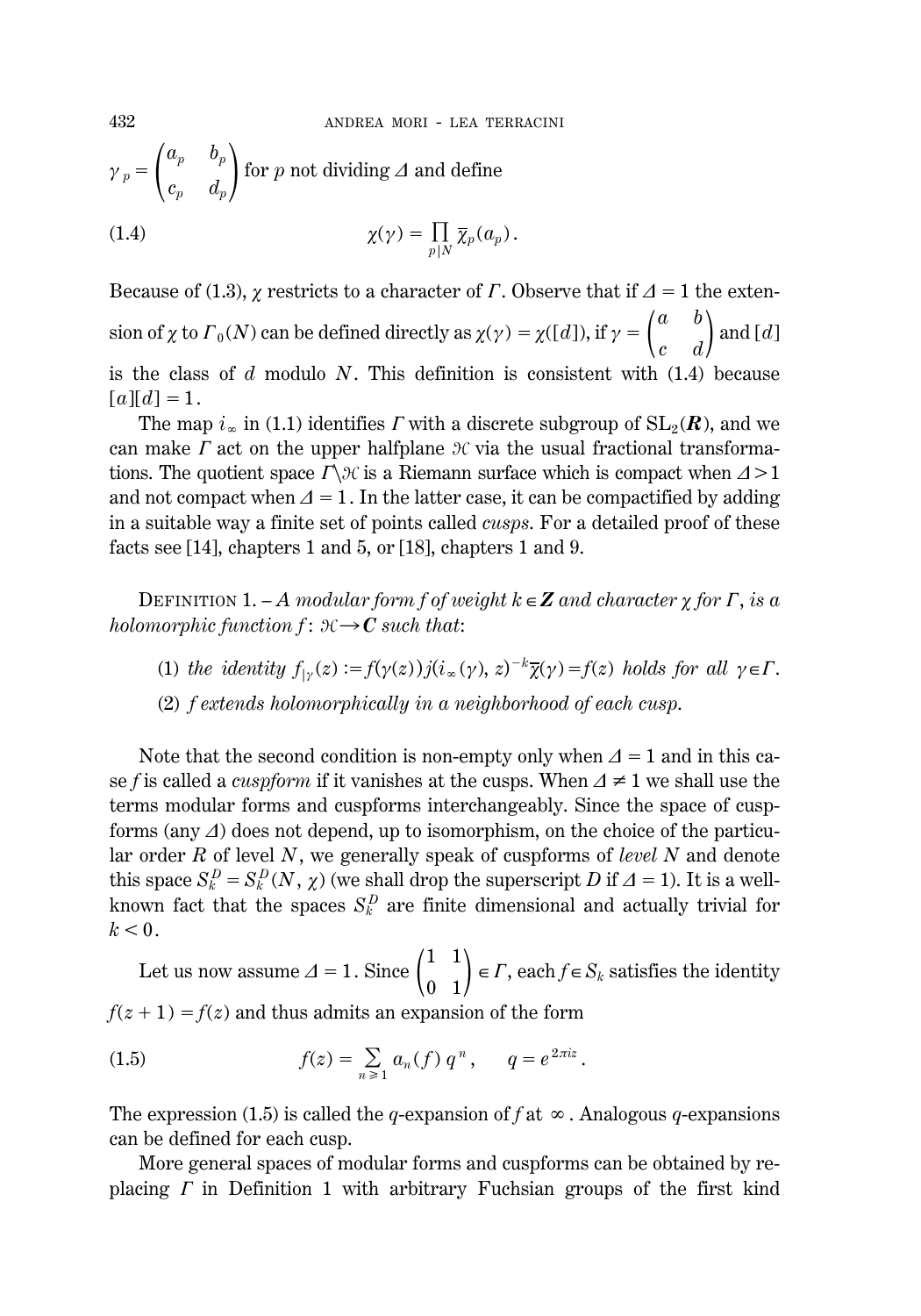$\gamma_p = \begin{pmatrix} a_p & b_p \\ c_p & d_p \end{pmatrix}$ for $p$ not dividing $\Delta$ and define

$$\chi(\gamma) = \prod_{p \mid N} \overline{\chi}_p(a_p)\,. \tag{1.4}$$

Because of (1.3), $\chi$ restricts to a character of $\Gamma$. Observe that if $\Delta = 1$ the extension of $\chi$ to $\Gamma_0(N)$ can be defined directly as $\chi(\gamma) = \chi([d])$, if $\gamma = \begin{pmatrix} a & b \\ c & d \end{pmatrix}$ and $[d]$ is the class of $d$ modulo $N$. This definition is consistent with (1.4) because $[a][d] = 1$.

The map $i_\infty$ in (1.1) identifies $\Gamma$ with a discrete subgroup of $\mathrm{SL}_2(\boldsymbol{R})$, and we can make $\Gamma$ act on the upper halfplane $\mathcal{H}$ via the usual fractional transformations. The quotient space $\Gamma \backslash \mathcal{H}$ is a Riemann surface which is compact when $\Delta > 1$ and not compact when $\Delta = 1$. In the latter case, it can be compactified by adding in a suitable way a finite set of points called *cusps*. For a detailed proof of these facts see [14], chapters 1 and 5, or [18], chapters 1 and 9.

DEFINITION 1. – *A modular form $f$ of weight $k \in \boldsymbol{Z}$ and character $\chi$ for $\Gamma$, is a holomorphic function $f \colon \mathcal{H} \to \boldsymbol{C}$ such that*:

(1) *the identity $f_{|\gamma}(z) := f(\gamma(z))\, j(i_\infty(\gamma), z)^{-k} \overline{\chi}(\gamma) = f(z)$ holds for all $\gamma \in \Gamma$.*

(2) *$f$ extends holomorphically in a neighborhood of each cusp.*

Note that the second condition is non-empty only when $\Delta = 1$ and in this case $f$ is called a *cuspform* if it vanishes at the cusps. When $\Delta \neq 1$ we shall use the terms modular forms and cuspforms interchangeably. Since the space of cuspforms (any $\Delta$) does not depend, up to isomorphism, on the choice of the particular order $R$ of level $N$, we generally speak of cuspforms of *level* $N$ and denote this space $S_k^D = S_k^D(N, \chi)$ (we shall drop the superscript $D$ if $\Delta = 1$). It is a well-known fact that the spaces $S_k^D$ are finite dimensional and actually trivial for $k < 0$.

Let us now assume $\Delta = 1$. Since $\begin{pmatrix} 1 & 1 \\ 0 & 1 \end{pmatrix} \in \Gamma$, each $f \in S_k$ satisfies the identity $f(z+1) = f(z)$ and thus admits an expansion of the form

$$f(z) = \sum_{n \geq 1} a_n(f)\, q^n, \qquad q = e^{2\pi i z}\,. \tag{1.5}$$

The expression (1.5) is called the $q$-expansion of $f$ at $\infty$. Analogous $q$-expansions can be defined for each cusp.

More general spaces of modular forms and cuspforms can be obtained by replacing $\Gamma$ in Definition 1 with arbitrary Fuchsian groups of the first kind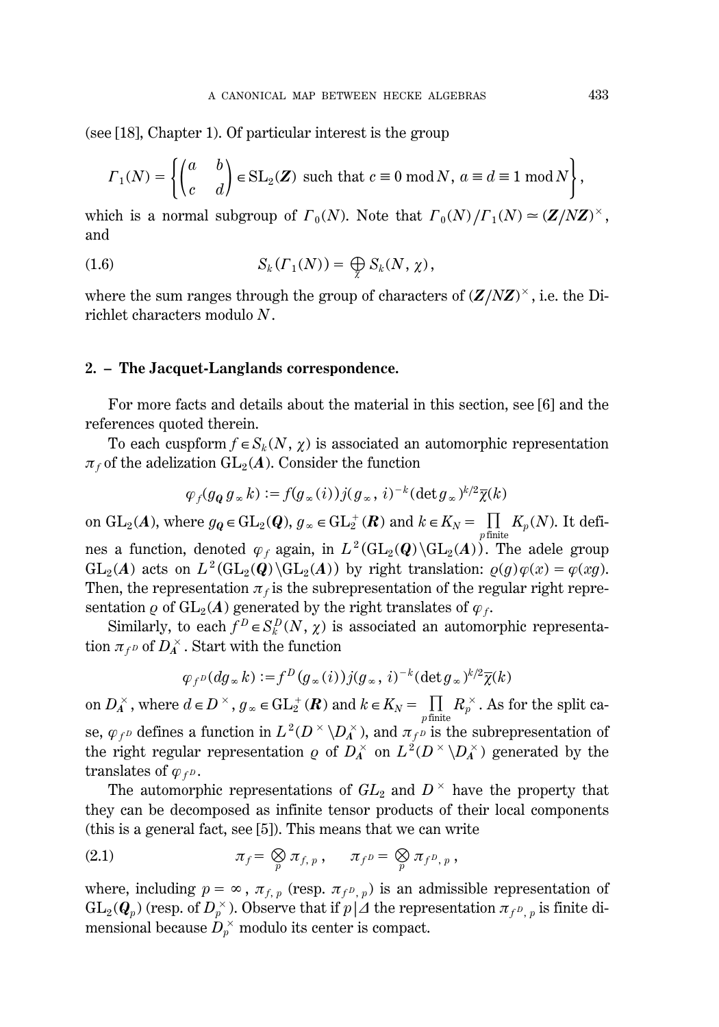(see [18], Chapter 1). Of particular interest is the group

$$\Gamma_1(N) = \left\{ \begin{pmatrix} a & b \\ c & d \end{pmatrix} \in \mathrm{SL}_2(\boldsymbol{Z}) \text{ such that } c \equiv 0 \bmod N,\ a \equiv d \equiv 1 \bmod N \right\},$$

which is a normal subgroup of $\Gamma_0(N)$. Note that $\Gamma_0(N)/\Gamma_1(N) \simeq (\boldsymbol{Z}/N\boldsymbol{Z})^\times$, and

$$S_k(\Gamma_1(N)) = \bigoplus_{\chi} S_k(N, \chi), \tag{1.6}$$

where the sum ranges through the group of characters of $(\boldsymbol{Z}/N\boldsymbol{Z})^\times$, i.e. the Dirichlet characters modulo $N$.

## 2. – The Jacquet-Langlands correspondence.

For more facts and details about the material in this section, see [6] and the references quoted therein.

To each cuspform $f \in S_k(N, \chi)$ is associated an automorphic representation $\pi_f$ of the adelization $\mathrm{GL}_2(\boldsymbol{A})$. Consider the function

$$\varphi_f(g_{\boldsymbol{Q}}\, g_\infty\, k) := f(g_\infty(i))\, j(g_\infty, i)^{-k} (\det g_\infty)^{k/2} \overline{\chi}(k)$$

on $\mathrm{GL}_2(\boldsymbol{A})$, where $g_{\boldsymbol{Q}} \in \mathrm{GL}_2(\boldsymbol{Q})$, $g_\infty \in \mathrm{GL}_2^+(\boldsymbol{R})$ and $k \in K_N = \prod_{p\,\text{finite}} K_p(N)$. It defines a function, denoted $\varphi_f$ again, in $L^2(\mathrm{GL}_2(\boldsymbol{Q})\backslash \mathrm{GL}_2(\boldsymbol{A}))$. The adele group $\mathrm{GL}_2(\boldsymbol{A})$ acts on $L^2(\mathrm{GL}_2(\boldsymbol{Q})\backslash \mathrm{GL}_2(\boldsymbol{A}))$ by right translation: $\varrho(g)\varphi(x) = \varphi(xg)$. Then, the representation $\pi_f$ is the subrepresentation of the regular right representation $\varrho$ of $\mathrm{GL}_2(\boldsymbol{A})$ generated by the right translates of $\varphi_f$.

Similarly, to each $f^D \in S_k^D(N, \chi)$ is associated an automorphic representation $\pi_{f^D}$ of $D_{\boldsymbol{A}}^\times$. Start with the function

$$\varphi_{f^D}(d g_\infty k) := f^D(g_\infty(i))\, j(g_\infty, i)^{-k} (\det g_\infty)^{k/2} \overline{\chi}(k)$$

on $D_{\boldsymbol{A}}^\times$, where $d \in D^\times$, $g_\infty \in \mathrm{GL}_2^+(\boldsymbol{R})$ and $k \in K_N = \prod_{p\,\text{finite}} R_p^\times$. As for the split case, $\varphi_{f^D}$ defines a function in $L^2(D^\times \backslash D_{\boldsymbol{A}}^\times)$, and $\pi_{f^D}$ is the subrepresentation of the right regular representation $\varrho$ of $D_{\boldsymbol{A}}^\times$ on $L^2(D^\times\backslash D_{\boldsymbol{A}}^\times)$ generated by the translates of $\varphi_{f^D}$.

The automorphic representations of $GL_2$ and $D^\times$ have the property that they can be decomposed as infinite tensor products of their local components (this is a general fact, see [5]). This means that we can write

$$\pi_f = \bigotimes_p \pi_{f,\,p}\,, \qquad \pi_{f^D} = \bigotimes_p \pi_{f^D,\,p}\,, \tag{2.1}$$

where, including $p = \infty$, $\pi_{f,\,p}$ (resp. $\pi_{f^D,\,p}$) is an admissible representation of $\mathrm{GL}_2(\boldsymbol{Q}_p)$ (resp. of $D_p^\times$). Observe that if $p \mid \Delta$ the representation $\pi_{f^D,\,p}$ is finite dimensional because $D_p^\times$ modulo its center is compact.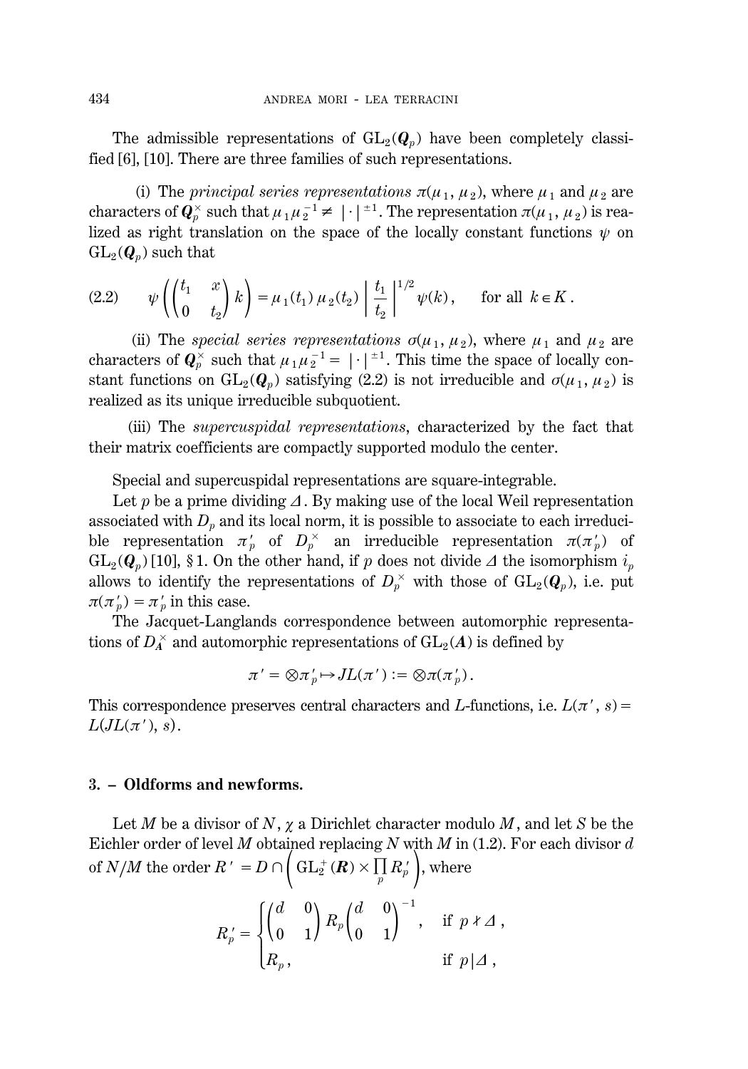The admissible representations of $\mathrm{GL}_2(\boldsymbol{Q}_p)$ have been completely classified [6], [10]. There are three families of such representations.

(i) The *principal series representations* $\pi(\mu_1, \mu_2)$, where $\mu_1$ and $\mu_2$ are characters of $\boldsymbol{Q}_p^\times$ such that $\mu_1 \mu_2^{-1} \neq |\cdot|^{\pm 1}$. The representation $\pi(\mu_1, \mu_2)$ is realized as right translation on the space of the locally constant functions $\psi$ on $\mathrm{GL}_2(\boldsymbol{Q}_p)$ such that

$$\psi\left(\begin{pmatrix} t_1 & x \\ 0 & t_2 \end{pmatrix} k\right) = \mu_1(t_1)\, \mu_2(t_2) \left| \frac{t_1}{t_2} \right|^{1/2} \psi(k), \qquad \text{for all } k \in K. \tag{2.2}$$

(ii) The *special series representations* $\sigma(\mu_1, \mu_2)$, where $\mu_1$ and $\mu_2$ are characters of $\boldsymbol{Q}_p^\times$ such that $\mu_1 \mu_2^{-1} = |\cdot|^{\pm 1}$. This time the space of locally constant functions on $\mathrm{GL}_2(\boldsymbol{Q}_p)$ satisfying (2.2) is not irreducible and $\sigma(\mu_1, \mu_2)$ is realized as its unique irreducible subquotient.

(iii) The *supercuspidal representations*, characterized by the fact that their matrix coefficients are compactly supported modulo the center.

Special and supercuspidal representations are square-integrable.

Let $p$ be a prime dividing $\Delta$. By making use of the local Weil representation associated with $D_p$ and its local norm, it is possible to associate to each irreducible representation $\pi'_p$ of $D_p^\times$ an irreducible representation $\pi(\pi'_p)$ of $\mathrm{GL}_2(\boldsymbol{Q}_p)$ [10], § 1. On the other hand, if $p$ does not divide $\Delta$ the isomorphism $i_p$ allows to identify the representations of $D_p^\times$ with those of $\mathrm{GL}_2(\boldsymbol{Q}_p)$, i.e. put $\pi(\pi'_p) = \pi'_p$ in this case.

The Jacquet-Langlands correspondence between automorphic representations of $D_{\boldsymbol{A}}^\times$ and automorphic representations of $\mathrm{GL}_2(\boldsymbol{A})$ is defined by

$$\pi' = \otimes \pi'_p \mapsto JL(\pi') := \otimes \pi(\pi'_p).$$

This correspondence preserves central characters and $L$-functions, i.e. $L(\pi', s) = L(JL(\pi'), s)$.

## 3. – Oldforms and newforms.

Let $M$ be a divisor of $N$, $\chi$ a Dirichlet character modulo $M$, and let $S$ be the Eichler order of level $M$ obtained replacing $N$ with $M$ in (1.2). For each divisor $d$ of $N/M$ the order $R' = D \cap \left( \mathrm{GL}_2^+(\boldsymbol{R}) \times \prod_p R'_p \right)$, where

$$R'_p = \begin{cases} \begin{pmatrix} d & 0 \\ 0 & 1 \end{pmatrix} R_p \begin{pmatrix} d & 0 \\ 0 & 1 \end{pmatrix}^{-1}, & \text{if } p \nmid \Delta, \\ R_p, & \text{if } p | \Delta, \end{cases}$$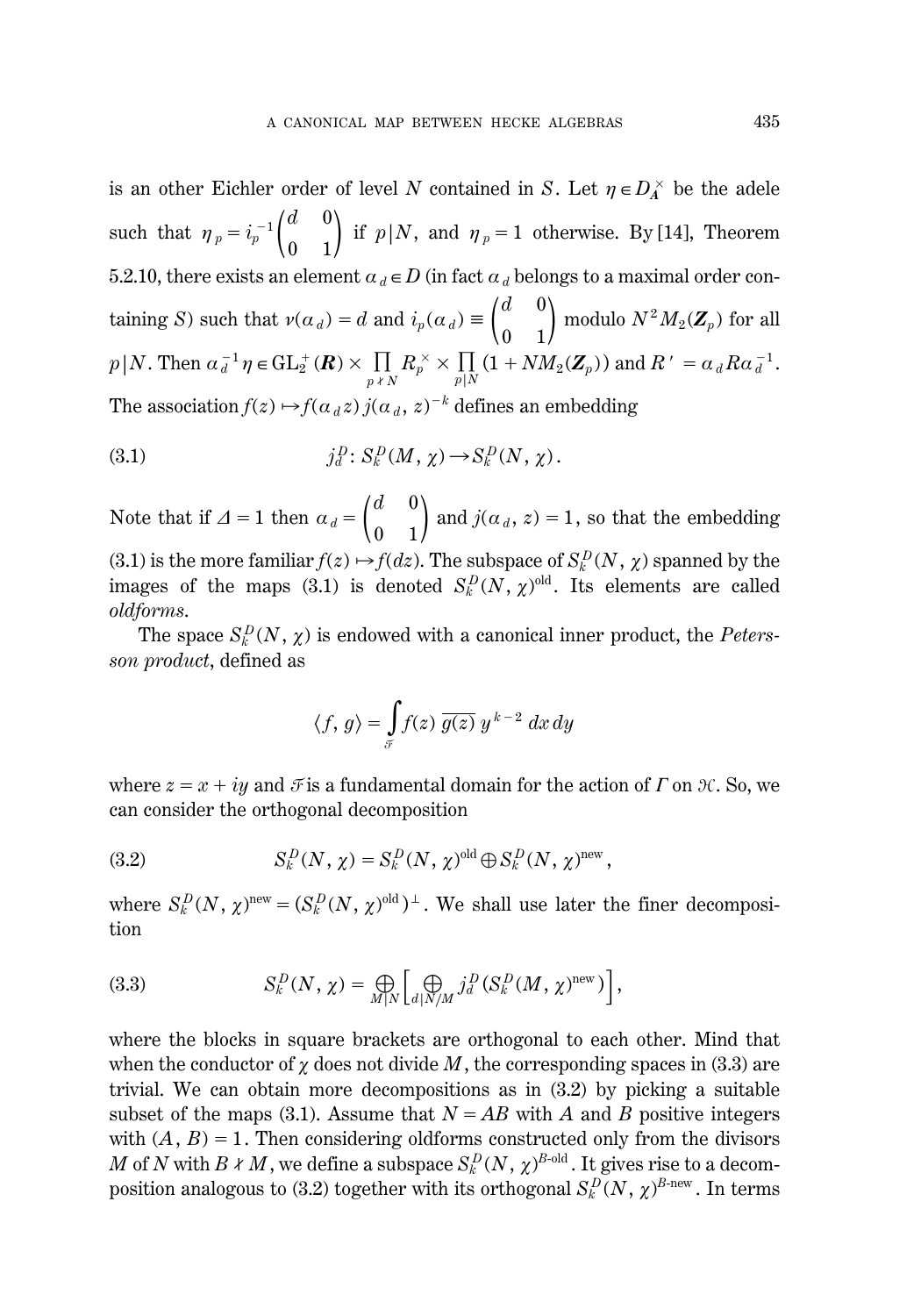is an other Eichler order of level $N$ contained in $S$. Let $\eta \in D_{\boldsymbol{A}}^{\times}$ be the adele such that $\eta_p = i_p^{-1}\begin{pmatrix} d & 0 \\ 0 & 1 \end{pmatrix}$ if $p|N$, and $\eta_p = 1$ otherwise. By [14], Theorem 5.2.10, there exists an element $\alpha_d \in D$ (in fact $\alpha_d$ belongs to a maximal order containing $S$) such that $\nu(\alpha_d) = d$ and $i_p(\alpha_d) \equiv \begin{pmatrix} d & 0 \\ 0 & 1 \end{pmatrix}$ modulo $N^2 M_2(\boldsymbol{Z}_p)$ for all $p|N$. Then $\alpha_d^{-1}\eta \in \mathrm{GL}_2^+(\boldsymbol{R}) \times \prod_{p \nmid N} R_p^{\times} \times \prod_{p|N} (1 + NM_2(\boldsymbol{Z}_p))$ and $R' = \alpha_d R \alpha_d^{-1}$. The association $f(z) \mapsto f(\alpha_d z)\, j(\alpha_d, z)^{-k}$ defines an embedding

$$j_d^D \colon S_k^D(M, \chi) \to S_k^D(N, \chi). \tag{3.1}$$

Note that if $\Delta = 1$ then $\alpha_d = \begin{pmatrix} d & 0 \\ 0 & 1 \end{pmatrix}$ and $j(\alpha_d, z) = 1$, so that the embedding (3.1) is the more familiar $f(z) \mapsto f(dz)$. The subspace of $S_k^D(N, \chi)$ spanned by the images of the maps (3.1) is denoted $S_k^D(N, \chi)^{\text{old}}$. Its elements are called *oldforms*.

The space $S_k^D(N, \chi)$ is endowed with a canonical inner product, the *Petersson product*, defined as

$$\langle f, g \rangle = \int_{\mathcal{F}} f(z)\, \overline{g(z)}\, y^{k-2}\, dx\, dy$$

where $z = x + iy$ and $\mathcal{F}$ is a fundamental domain for the action of $\Gamma$ on $\mathcal{H}$. So, we can consider the orthogonal decomposition

$$S_k^D(N, \chi) = S_k^D(N, \chi)^{\text{old}} \oplus S_k^D(N, \chi)^{\text{new}}, \tag{3.2}$$

where $S_k^D(N, \chi)^{\text{new}} = (S_k^D(N, \chi)^{\text{old}})^{\perp}$. We shall use later the finer decomposition

$$S_k^D(N, \chi) = \bigoplus_{M|N} \Big[ \bigoplus_{d|N/M} j_d^D (S_k^D(M, \chi)^{\text{new}}) \Big], \tag{3.3}$$

where the blocks in square brackets are orthogonal to each other. Mind that when the conductor of $\chi$ does not divide $M$, the corresponding spaces in (3.3) are trivial. We can obtain more decompositions as in (3.2) by picking a suitable subset of the maps (3.1). Assume that $N = AB$ with $A$ and $B$ positive integers with $(A, B) = 1$. Then considering oldforms constructed only from the divisors $M$ of $N$ with $B \nmid M$, we define a subspace $S_k^D(N, \chi)^{B\text{-old}}$. It gives rise to a decomposition analogous to (3.2) together with its orthogonal $S_k^D(N, \chi)^{B\text{-new}}$. In terms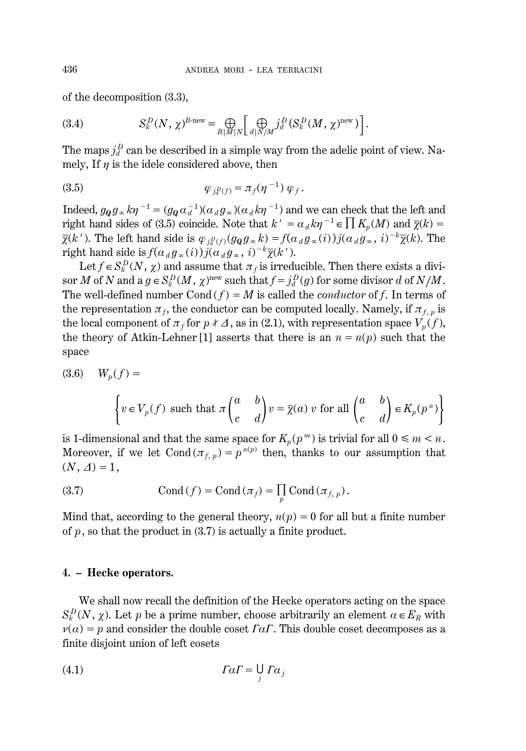of the decomposition (3.3),

$$S_k^D(N,\chi)^{B\text{-new}} = \bigoplus_{B|M|N} \Big[ \bigoplus_{d|N/M} j_d^D(S_k^D(M,\chi)^{\text{new}}) \Big]. \tag{3.4}$$

The maps $j_d^D$ can be described in a simple way from the adelic point of view. Namely, If $\eta$ is the idele considered above, then

$$\varphi_{j_d^D(f)} = \pi_f(\eta^{-1})\,\varphi_f. \tag{3.5}$$

Indeed, $g_{\mathbf{Q}} g_\infty k \eta^{-1} = (g_{\mathbf{Q}} \alpha_d^{-1})(\alpha_d g_\infty)(\alpha_d k \eta^{-1})$ and we can check that the left and right hand sides of (3.5) coincide. Note that $k' = \alpha_d k \eta^{-1} \in \prod K_p(M)$ and $\bar{\chi}(k) = \bar{\chi}(k')$. The left hand side is $\varphi_{j_d^D(f)}(g_{\mathbf{Q}} g_\infty k) = f(\alpha_d g_\infty(i))\, j(\alpha_d g_\infty, i)^{-k} \bar{\chi}(k)$. The right hand side is $f(\alpha_d g_\infty(i))\, j(\alpha_d g_\infty, i)^{-k} \bar{\chi}(k')$.

Let $f \in S_k^D(N,\chi)$ and assume that $\pi_f$ is irreducible. Then there exists a divisor $M$ of $N$ and a $g \in S_k^D(M,\chi)^{\text{new}}$ such that $f = j_d^D(g)$ for some divisor $d$ of $N/M$. The well-defined number $\text{Cond}(f) = M$ is called the *conductor* of $f$. In terms of the representation $\pi_f$, the conductor can be computed locally. Namely, if $\pi_{f,p}$ is the local component of $\pi_f$ for $p \nmid \Delta$, as in (2.1), with representation space $V_p(f)$, the theory of Atkin-Lehner [1] asserts that there is an $n = n(p)$ such that the space

$$W_p(f) = \left\{ v \in V_p(f) \text{ such that } \pi\begin{pmatrix} a & b \\ c & d \end{pmatrix} v = \bar{\chi}(a)\, v \text{ for all } \begin{pmatrix} a & b \\ c & d \end{pmatrix} \in K_p(p^n) \right\} \tag{3.6}$$

is 1-dimensional and that the same space for $K_p(p^m)$ is trivial for all $0 \leq m < n$. Moreover, if we let $\text{Cond}(\pi_{f,p}) = p^{n(p)}$ then, thanks to our assumption that $(N, \Delta) = 1$,

$$\text{Cond}(f) = \text{Cond}(\pi_f) = \prod_p \text{Cond}(\pi_{f,p}). \tag{3.7}$$

Mind that, according to the general theory, $n(p) = 0$ for all but a finite number of $p$, so that the product in (3.7) is actually a finite product.

## 4. – Hecke operators.

We shall now recall the definition of the Hecke operators acting on the space $S_k^D(N,\chi)$. Let $p$ be a prime number, choose arbitrarily an element $\alpha \in E_R$ with $\nu(\alpha) = p$ and consider the double coset $\Gamma \alpha \Gamma$. This double coset decomposes as a finite disjoint union of left cosets

$$\Gamma \alpha \Gamma = \bigcup_j \Gamma \alpha_j \tag{4.1}$$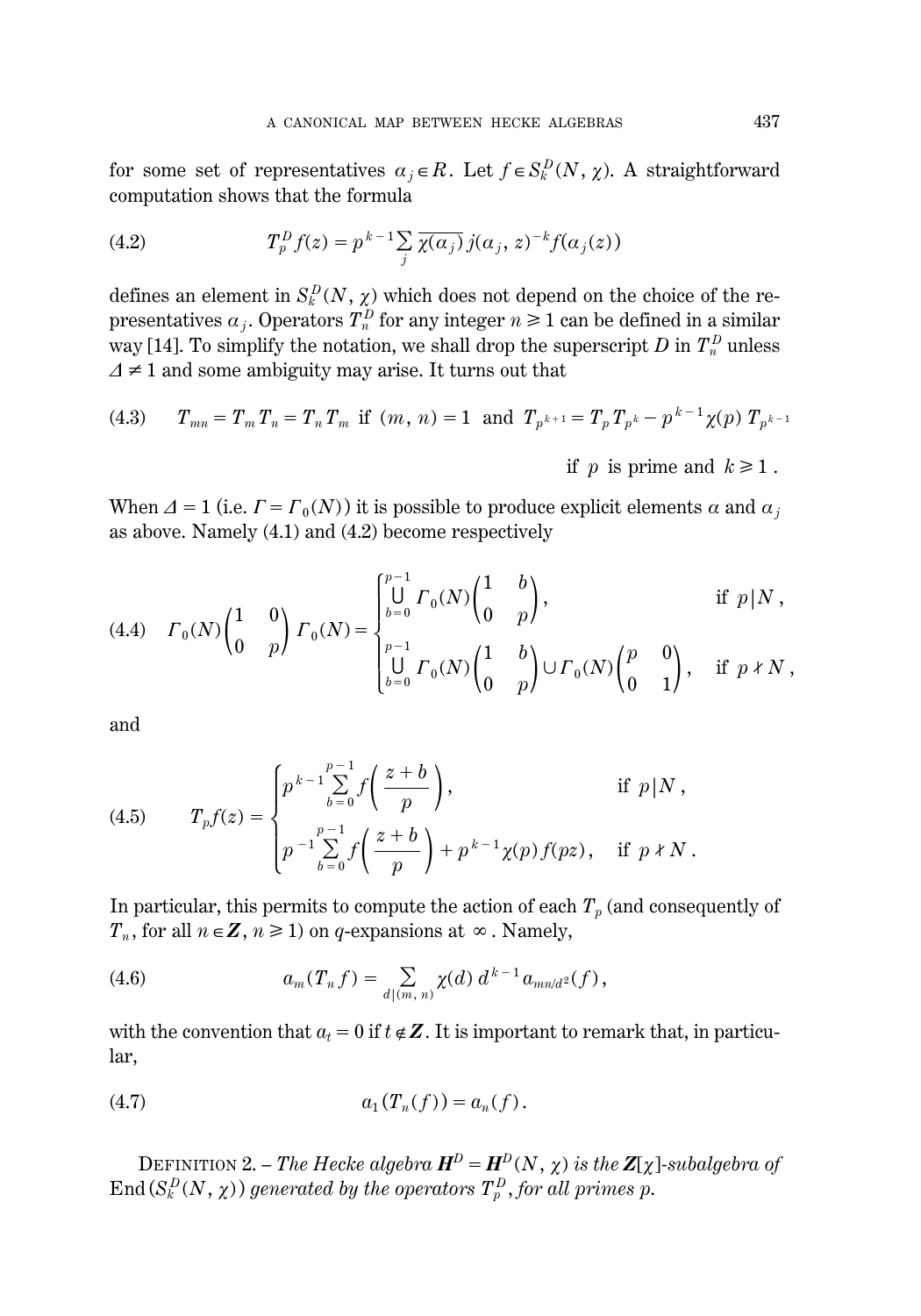for some set of representatives $\alpha_j \in R$. Let $f \in S_k^D(N, \chi)$. A straightforward computation shows that the formula

$$T_p^D f(z) = p^{k-1} \sum_j \overline{\chi(\alpha_j)}\, j(\alpha_j, z)^{-k} f(\alpha_j(z)) \tag{4.2}$$

defines an element in $S_k^D(N, \chi)$ which does not depend on the choice of the representatives $\alpha_j$. Operators $T_n^D$ for any integer $n \geq 1$ can be defined in a similar way [14]. To simplify the notation, we shall drop the superscript $D$ in $T_n^D$ unless $\Delta \neq 1$ and some ambiguity may arise. It turns out that

$$T_{mn} = T_m T_n = T_n T_m \text{ if } (m, n) = 1 \text{ and } T_{p^{k+1}} = T_p T_{p^k} - p^{k-1} \chi(p)\, T_{p^{k-1}} \tag{4.3}$$

if $p$ is prime and $k \geq 1$.

When $\Delta = 1$ (i.e. $\Gamma = \Gamma_0(N)$) it is possible to produce explicit elements $\alpha$ and $\alpha_j$ as above. Namely (4.1) and (4.2) become respectively

$$\Gamma_0(N) \begin{pmatrix} 1 & 0 \\ 0 & p \end{pmatrix} \Gamma_0(N) = \begin{cases} \bigcup\limits_{b=0}^{p-1} \Gamma_0(N) \begin{pmatrix} 1 & b \\ 0 & p \end{pmatrix}, & \text{if } p \mid N, \\ \bigcup\limits_{b=0}^{p-1} \Gamma_0(N) \begin{pmatrix} 1 & b \\ 0 & p \end{pmatrix} \cup \Gamma_0(N) \begin{pmatrix} p & 0 \\ 0 & 1 \end{pmatrix}, & \text{if } p \nmid N, \end{cases} \tag{4.4}$$

and

$$T_p f(z) = \begin{cases} p^{k-1} \sum\limits_{b=0}^{p-1} f\left( \dfrac{z+b}{p} \right), & \text{if } p \mid N, \\ p^{-1} \sum\limits_{b=0}^{p-1} f\left( \dfrac{z+b}{p} \right) + p^{k-1} \chi(p) f(pz), & \text{if } p \nmid N. \end{cases} \tag{4.5}$$

In particular, this permits to compute the action of each $T_p$ (and consequently of $T_n$, for all $n \in \mathbf{Z}$, $n \geq 1$) on $q$-expansions at $\infty$. Namely,

$$a_m(T_n f) = \sum_{d \mid (m, n)} \chi(d)\, d^{k-1} a_{mn/d^2}(f), \tag{4.6}$$

with the convention that $a_t = 0$ if $t \notin \mathbf{Z}$. It is important to remark that, in particular,

$$a_1(T_n(f)) = a_n(f). \tag{4.7}$$

DEFINITION 2. – *The Hecke algebra $\mathbf{H}^D = \mathbf{H}^D(N, \chi)$ is the $\mathbf{Z}[\chi]$-subalgebra of $\operatorname{End}(S_k^D(N, \chi))$ generated by the operators $T_p^D$, for all primes $p$.*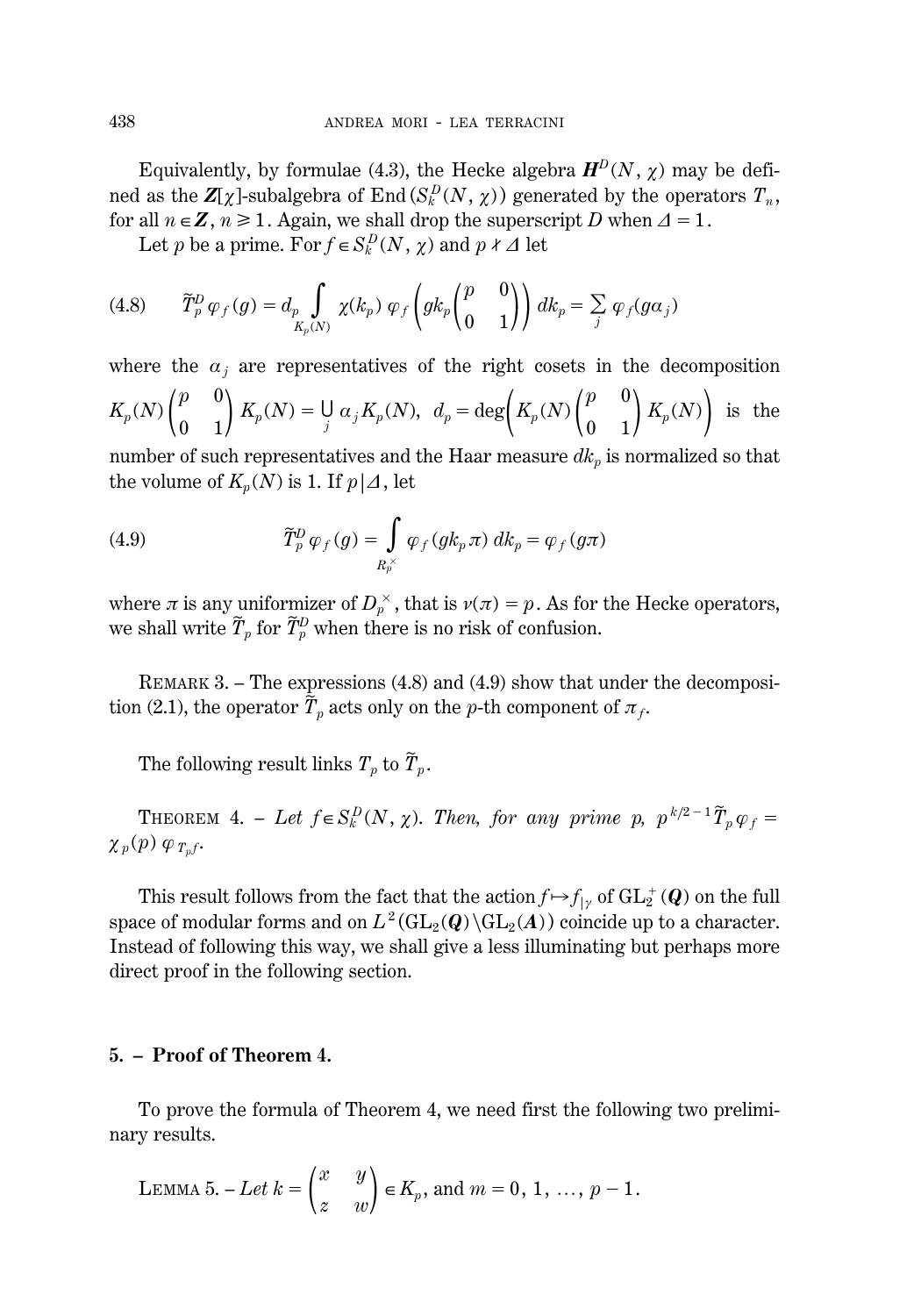Equivalently, by formulae (4.3), the Hecke algebra $\boldsymbol{H}^D(N, \chi)$ may be defined as the $\boldsymbol{Z}[\chi]$-subalgebra of $\mathrm{End}(S_k^D(N, \chi))$ generated by the operators $T_n$, for all $n \in \boldsymbol{Z}$, $n \geq 1$. Again, we shall drop the superscript $D$ when $\Delta = 1$.

Let $p$ be a prime. For $f \in S_k^D(N, \chi)$ and $p \nmid \Delta$ let

$$
\tag{4.8} \widetilde{T}_p^D \varphi_f(g) = d_p \int_{K_p(N)} \chi(k_p)\, \varphi_f\left( g k_p \begin{pmatrix} p & 0 \\ 0 & 1 \end{pmatrix} \right) dk_p = \sum_j \varphi_f(g\alpha_j)
$$

where the $\alpha_j$ are representatives of the right cosets in the decomposition $K_p(N) \begin{pmatrix} p & 0 \\ 0 & 1 \end{pmatrix} K_p(N) = \bigcup_j \alpha_j K_p(N)$, $d_p = \deg\left( K_p(N) \begin{pmatrix} p & 0 \\ 0 & 1 \end{pmatrix} K_p(N) \right)$ is the number of such representatives and the Haar measure $dk_p$ is normalized so that the volume of $K_p(N)$ is 1. If $p \mid \Delta$, let

$$
\tag{4.9} \widetilde{T}_p^D \varphi_f(g) = \int_{R_p^\times} \varphi_f(g k_p \pi)\, dk_p = \varphi_f(g\pi)
$$

where $\pi$ is any uniformizer of $D_p^\times$, that is $\nu(\pi) = p$. As for the Hecke operators, we shall write $\widetilde{T}_p$ for $\widetilde{T}_p^D$ when there is no risk of confusion.

REMARK 3. – The expressions (4.8) and (4.9) show that under the decomposition (2.1), the operator $\widetilde{T}_p$ acts only on the $p$-th component of $\pi_f$.

The following result links $T_p$ to $\widetilde{T}_p$.

THEOREM 4. – *Let $f \in S_k^D(N, \chi)$. Then, for any prime $p$, $p^{k/2-1} \widetilde{T}_p \varphi_f = \chi_p(p)\, \varphi_{T_p f}$.*

This result follows from the fact that the action $f \mapsto f_{|\gamma}$ of $\mathrm{GL}_2^+(\boldsymbol{Q})$ on the full space of modular forms and on $L^2(\mathrm{GL}_2(\boldsymbol{Q}) \backslash \mathrm{GL}_2(\boldsymbol{A}))$ coincide up to a character. Instead of following this way, we shall give a less illuminating but perhaps more direct proof in the following section.

## 5. – Proof of Theorem 4.

To prove the formula of Theorem 4, we need first the following two preliminary results.

LEMMA 5. – *Let* $k = \begin{pmatrix} x & y \\ z & w \end{pmatrix} \in K_p$, and $m = 0, 1, \ldots, p-1$.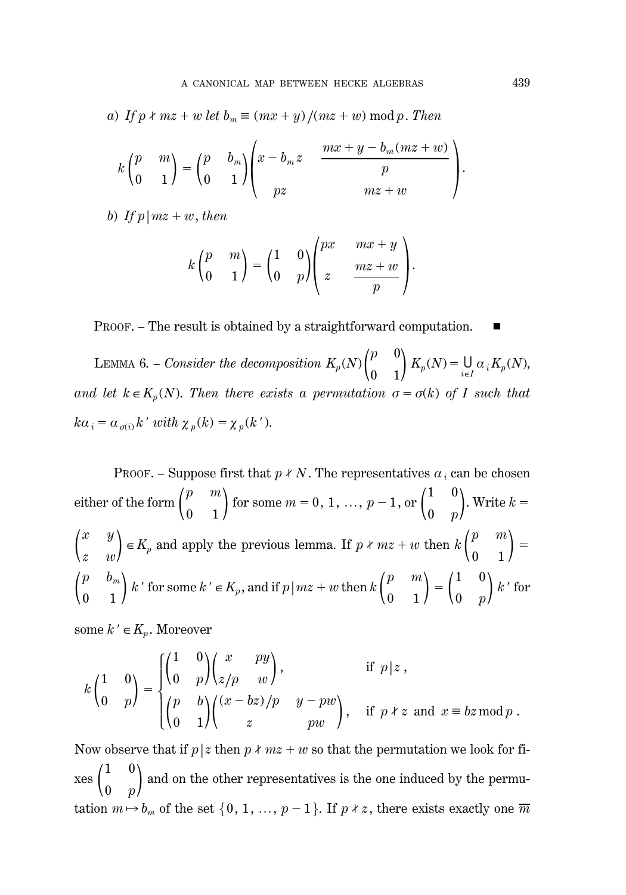*a) If* $p \nmid mz + w$ *let* $b_m \equiv (mx + y)/(mz + w) \bmod p$. *Then*

$$k \begin{pmatrix} p & m \\ 0 & 1 \end{pmatrix} = \begin{pmatrix} p & b_m \\ 0 & 1 \end{pmatrix} \begin{pmatrix} x - b_m z & \dfrac{mx + y - b_m(mz + w)}{p} \\ pz & mz + w \end{pmatrix}.$$

*b) If* $p \mid mz + w$, *then*

$$k \begin{pmatrix} p & m \\ 0 & 1 \end{pmatrix} = \begin{pmatrix} 1 & 0 \\ 0 & p \end{pmatrix} \begin{pmatrix} px & mx + y \\ z & \dfrac{mz + w}{p} \end{pmatrix}.$$

PROOF. – The result is obtained by a straightforward computation. ∎

LEMMA 6. – *Consider the decomposition* $K_p(N) \begin{pmatrix} p & 0 \\ 0 & 1 \end{pmatrix} K_p(N) = \bigcup_{i \in I} \alpha_i K_p(N)$, *and let* $k \in K_p(N)$. *Then there exists a permutation* $\sigma = \sigma(k)$ *of* $I$ *such that* $k\alpha_i = \alpha_{\sigma(i)} k'$ *with* $\chi_p(k) = \chi_p(k')$.

PROOF. – Suppose first that $p \nmid N$. The representatives $\alpha_i$ can be chosen either of the form $\begin{pmatrix} p & m \\ 0 & 1 \end{pmatrix}$ for some $m = 0, 1, \ldots, p-1$, or $\begin{pmatrix} 1 & 0 \\ 0 & p \end{pmatrix}$. Write $k = \begin{pmatrix} x & y \\ z & w \end{pmatrix} \in K_p$ and apply the previous lemma. If $p \nmid mz + w$ then $k \begin{pmatrix} p & m \\ 0 & 1 \end{pmatrix} = \begin{pmatrix} p & b_m \\ 0 & 1 \end{pmatrix} k'$ for some $k' \in K_p$, and if $p \mid mz + w$ then $k \begin{pmatrix} p & m \\ 0 & 1 \end{pmatrix} = \begin{pmatrix} 1 & 0 \\ 0 & p \end{pmatrix} k'$ for some $k' \in K_p$. Moreover

$$k \begin{pmatrix} 1 & 0 \\ 0 & p \end{pmatrix} = \begin{cases} \begin{pmatrix} 1 & 0 \\ 0 & p \end{pmatrix} \begin{pmatrix} x & py \\ z/p & w \end{pmatrix}, & \text{if } p \mid z, \\ \begin{pmatrix} p & b \\ 0 & 1 \end{pmatrix} \begin{pmatrix} (x - bz)/p & y - pw \\ z & pw \end{pmatrix}, & \text{if } p \nmid z \text{ and } x \equiv bz \bmod p. \end{cases}$$

Now observe that if $p \mid z$ then $p \nmid mz + w$ so that the permutation we look for fixes $\begin{pmatrix} 1 & 0 \\ 0 & p \end{pmatrix}$ and on the other representatives is the one induced by the permutation $m \mapsto b_m$ of the set $\{0, 1, \ldots, p-1\}$. If $p \nmid z$, there exists exactly one $\overline{m}$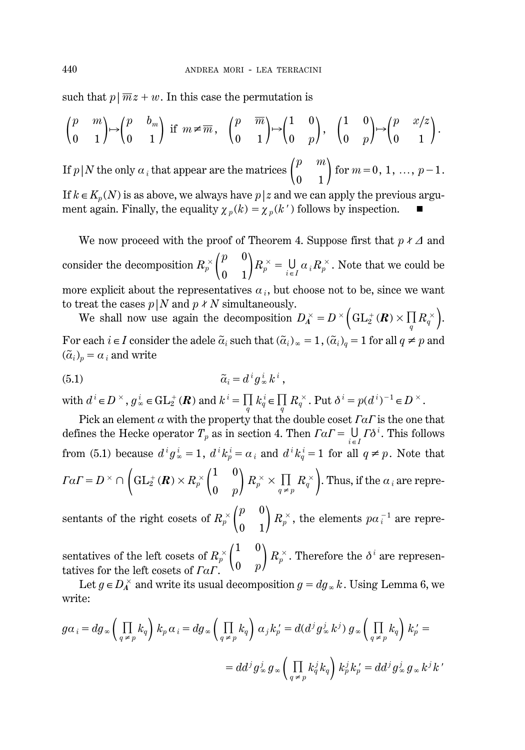such that $p \mid \overline{m}z + w$. In this case the permutation is

$$\begin{pmatrix} p & m \\ 0 & 1 \end{pmatrix} \mapsto \begin{pmatrix} p & b_m \\ 0 & 1 \end{pmatrix} \text{ if } m \neq \overline{m}, \quad \begin{pmatrix} p & \overline{m} \\ 0 & 1 \end{pmatrix} \mapsto \begin{pmatrix} 1 & 0 \\ 0 & p \end{pmatrix}, \quad \begin{pmatrix} 1 & 0 \\ 0 & p \end{pmatrix} \mapsto \begin{pmatrix} p & x/z \\ 0 & 1 \end{pmatrix}.$$

If $p \mid N$ the only $\alpha_i$ that appear are the matrices $\begin{pmatrix} p & m \\ 0 & 1 \end{pmatrix}$ for $m = 0, 1, \ldots, p-1$. If $k \in K_p(N)$ is as above, we always have $p \mid z$ and we can apply the previous argument again. Finally, the equality $\chi_p(k) = \chi_p(k')$ follows by inspection. ∎

We now proceed with the proof of Theorem 4. Suppose first that $p \nmid \Delta$ and consider the decomposition $R_p^\times \begin{pmatrix} p & 0 \\ 0 & 1 \end{pmatrix} R_p^\times = \bigcup_{i \in I} \alpha_i R_p^\times$. Note that we could be more explicit about the representatives $\alpha_i$, but choose not to be, since we want to treat the cases $p \mid N$ and $p \nmid N$ simultaneously.

We shall now use again the decomposition $D_{\mathbb{A}}^\times = D^\times \left( \mathrm{GL}_2^+(\boldsymbol{R}) \times \prod_q R_q^\times \right)$. For each $i \in I$ consider the adele $\tilde{\alpha}_i$ such that $(\tilde{\alpha}_i)_\infty = 1$, $(\tilde{\alpha}_i)_q = 1$ for all $q \neq p$ and $(\tilde{\alpha}_i)_p = \alpha_i$ and write

$$\tilde{\alpha}_i = d^i g_\infty^i k^i, \tag{5.1}$$

with $d^i \in D^\times$, $g_\infty^i \in \mathrm{GL}_2^+(\boldsymbol{R})$ and $k^i = \prod_q k_q^i \in \prod_q R_q^\times$. Put $\delta^i = p(d^i)^{-1} \in D^\times$.

Pick an element $\alpha$ with the property that the double coset $\Gamma \alpha \Gamma$ is the one that defines the Hecke operator $T_p$ as in section 4. Then $\Gamma \alpha \Gamma = \bigcup_{i \in I} \Gamma \delta^i$. This follows from (5.1) because $d^i g_\infty^i = 1$, $d^i k_p^i = \alpha_i$ and $d^i k_q^i = 1$ for all $q \neq p$. Note that $\Gamma \alpha \Gamma = D^\times \cap \left( \mathrm{GL}_2^+(\boldsymbol{R}) \times R_p^\times \begin{pmatrix} 1 & 0 \\ 0 & p \end{pmatrix} R_p^\times \times \prod_{q \neq p} R_q^\times \right)$. Thus, if the $\alpha_i$ are representants of the right cosets of $R_p^\times \begin{pmatrix} p & 0 \\ 0 & 1 \end{pmatrix} R_p^\times$, the elements $p\alpha_i^{-1}$ are representatives of the left cosets of $R_p^\times \begin{pmatrix} 1 & 0 \\ 0 & p \end{pmatrix} R_p^\times$. Therefore the $\delta^i$ are representatives for the left cosets of $\Gamma \alpha \Gamma$.

Let $g \in D_{\mathbb{A}}^\times$ and write its usual decomposition $g = d g_\infty k$. Using Lemma 6, we write:

$$g\alpha_i = d g_\infty \left( \prod_{q \neq p} k_q \right) k_p \alpha_i = d g_\infty \left( \prod_{q \neq p} k_q \right) \alpha_j k'_p = d(d^j g_\infty^j k^j)\, g_\infty \left( \prod_{q \neq p} k_q \right) k'_p =$$

$$= d d^j g_\infty^j g_\infty \left( \prod_{q \neq p} k_q^j k_q \right) k_p^j k'_p = d d^j g_\infty^j g_\infty k^j k'$$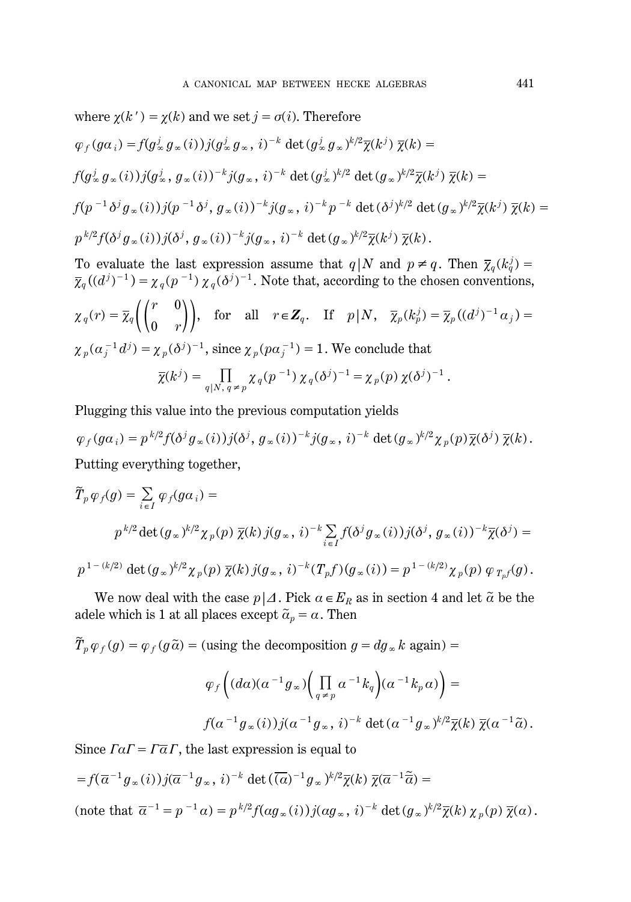where $\chi(k') = \chi(k)$ and we set $j = \sigma(i)$. Therefore

$$\varphi_f(g\alpha_i) = f(g_\infty^j g_\infty(i)) j(g_\infty^j g_\infty, i)^{-k} \det(g_\infty^j g_\infty)^{k/2} \overline{\chi}(k^j)\, \overline{\chi}(k) =$$

$$f(g_\infty^j g_\infty(i)) j(g_\infty^j, g_\infty(i))^{-k} j(g_\infty, i)^{-k} \det(g_\infty^j)^{k/2} \det(g_\infty)^{k/2} \overline{\chi}(k^j)\, \overline{\chi}(k) =$$

$$f(p^{-1}\delta^j g_\infty(i)) j(p^{-1}\delta^j, g_\infty(i))^{-k} j(g_\infty, i)^{-k} p^{-k} \det(\delta^j)^{k/2} \det(g_\infty)^{k/2} \overline{\chi}(k^j)\, \overline{\chi}(k) =$$

$$p^{k/2} f(\delta^j g_\infty(i)) j(\delta^j, g_\infty(i))^{-k} j(g_\infty, i)^{-k} \det(g_\infty)^{k/2} \overline{\chi}(k^j)\, \overline{\chi}(k).$$

To evaluate the last expression assume that $q|N$ and $p \neq q$. Then $\overline{\chi}_q(k_q^j) = \overline{\chi}_q((d^j)^{-1}) = \chi_q(p^{-1})\,\chi_q(\delta^j)^{-1}$. Note that, according to the chosen conventions,

$\chi_q(r) = \overline{\chi}_q\left(\begin{pmatrix} r & 0 \\ 0 & r \end{pmatrix}\right)$, for all $r \in \boldsymbol{Z}_q$. If $p|N$, $\overline{\chi}_p(k_p^j) = \overline{\chi}_p((d^j)^{-1}\alpha_j) = \chi_p(\alpha_j^{-1} d^j) = \chi_p(\delta^j)^{-1}$, since $\chi_p(p\alpha_j^{-1}) = 1$. We conclude that

$$\overline{\chi}(k^j) = \prod_{q|N,\, q \neq p} \chi_q(p^{-1})\,\chi_q(\delta^j)^{-1} = \chi_p(p)\,\chi(\delta^j)^{-1}.$$

Plugging this value into the previous computation yields

$$\varphi_f(g\alpha_i) = p^{k/2} f(\delta^j g_\infty(i)) j(\delta^j, g_\infty(i))^{-k} j(g_\infty, i)^{-k} \det(g_\infty)^{k/2} \chi_p(p) \overline{\chi}(\delta^j)\, \overline{\chi}(k).$$

Putting everything together,

$$\tilde{T}_p \varphi_f(g) = \sum_{i \in I} \varphi_f(g\alpha_i) =$$

$$p^{k/2} \det(g_\infty)^{k/2} \chi_p(p)\, \overline{\chi}(k)\, j(g_\infty, i)^{-k} \sum_{i \in I} f(\delta^j g_\infty(i)) j(\delta^j, g_\infty(i))^{-k} \overline{\chi}(\delta^j) =$$

$$p^{1-(k/2)} \det(g_\infty)^{k/2} \chi_p(p)\, \overline{\chi}(k)\, j(g_\infty, i)^{-k} (T_p f)(g_\infty(i)) = p^{1-(k/2)} \chi_p(p)\, \varphi_{T_p f}(g).$$

We now deal with the case $p|\Delta$. Pick $\alpha \in E_R$ as in section 4 and let $\tilde{\alpha}$ be the adele which is 1 at all places except $\tilde{\alpha}_p = \alpha$. Then

$$\tilde{T}_p \varphi_f(g) = \varphi_f(g\tilde{\alpha}) = \text{(using the decomposition } g = dg_\infty k \text{ again)} =$$

$$\varphi_f\left((d\alpha)(\alpha^{-1} g_\infty)\left(\prod_{q \neq p} \alpha^{-1} k_q\right)(\alpha^{-1} k_p \alpha)\right) =$$

$$f(\alpha^{-1} g_\infty(i)) j(\alpha^{-1} g_\infty, i)^{-k} \det(\alpha^{-1} g_\infty)^{k/2} \overline{\chi}(k)\, \overline{\chi}(\alpha^{-1}\tilde{\alpha}).$$

Since $\Gamma\alpha\Gamma = \Gamma\overline{\alpha}\Gamma$, the last expression is equal to

$$= f(\overline{\alpha}^{-1} g_\infty(i)) j(\overline{\alpha}^{-1} g_\infty, i)^{-k} \det((\overline{\alpha})^{-1} g_\infty)^{k/2} \overline{\chi}(k)\, \overline{\chi}(\overline{\alpha}^{-1}\tilde{\overline{\alpha}}) =$$

(note that $\overline{\alpha}^{-1} = p^{-1}\alpha$) $= p^{k/2} f(\alpha g_\infty(i)) j(\alpha g_\infty, i)^{-k} \det(g_\infty)^{k/2} \overline{\chi}(k)\, \chi_p(p)\, \overline{\chi}(\alpha)$.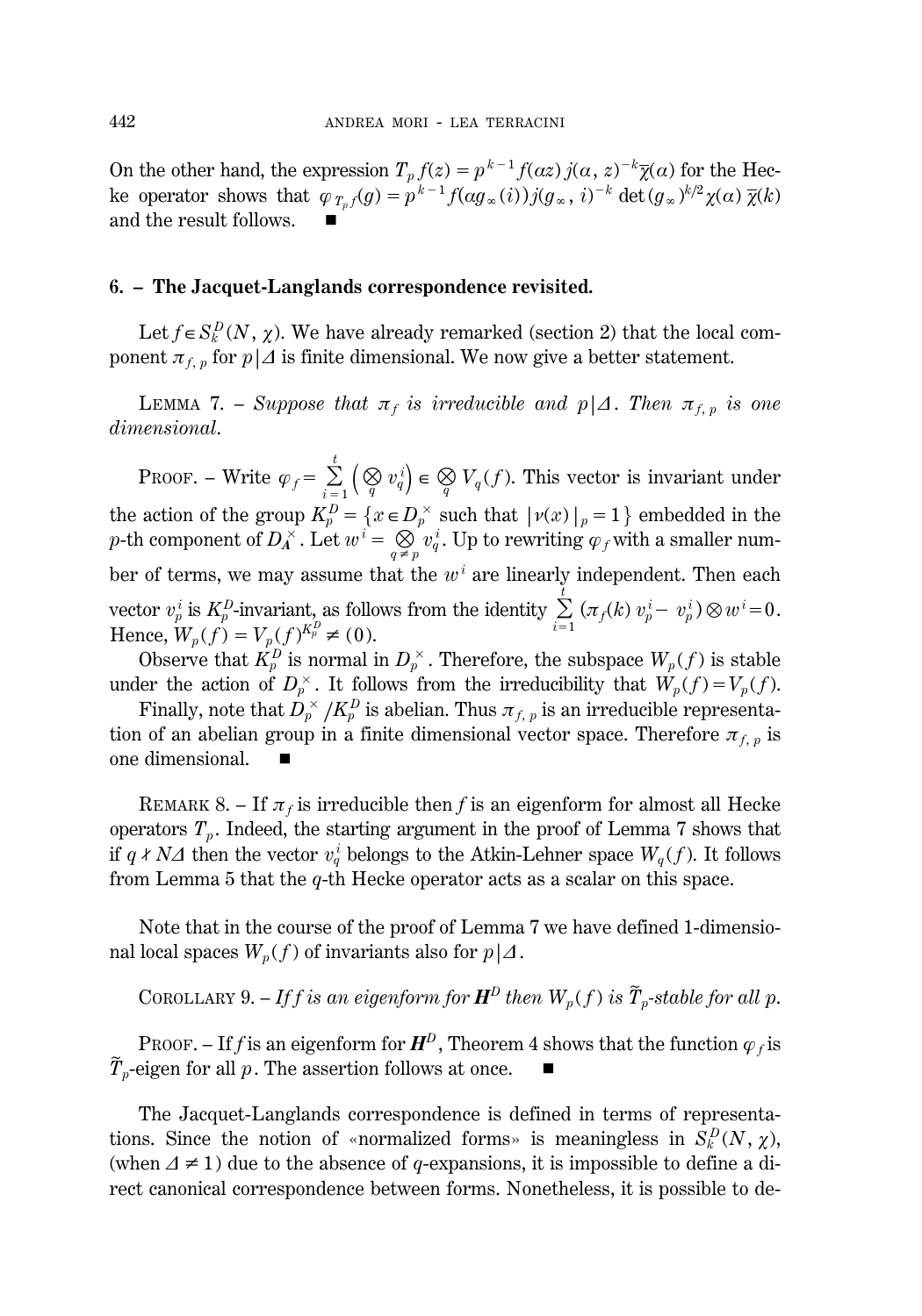On the other hand, the expression $T_p f(z) = p^{k-1} f(\alpha z)\, j(\alpha, z)^{-k} \overline{\chi}(\alpha)$ for the Hecke operator shows that $\varphi_{T_p f}(g) = p^{k-1} f(\alpha g_\infty(i)) j(g_\infty, i)^{-k} \det(g_\infty)^{k/2} \chi(\alpha)\, \overline{\chi}(k)$ and the result follows. ∎

## 6. – The Jacquet-Langlands correspondence revisited.

Let $f \in S_k^D(N, \chi)$. We have already remarked (section 2) that the local component $\pi_{f,p}$ for $p \mid \Delta$ is finite dimensional. We now give a better statement.

LEMMA 7. – *Suppose that $\pi_f$ is irreducible and $p \mid \Delta$. Then $\pi_{f,p}$ is one dimensional.*

PROOF. – Write $\varphi_f = \sum_{i=1}^{t} \left( \bigotimes_q v_q^i \right) \in \bigotimes_q V_q(f)$. This vector is invariant under the action of the group $K_p^D = \{ x \in D_p^\times \text{ such that } |\nu(x)|_p = 1 \}$ embedded in the $p$-th component of $D_{\mathbf{A}}^\times$. Let $w^i = \bigotimes_{q \neq p} v_q^i$. Up to rewriting $\varphi_f$ with a smaller number of terms, we may assume that the $w^i$ are linearly independent. Then each vector $v_p^i$ is $K_p^D$-invariant, as follows from the identity $\sum_{i=1}^{t} (\pi_f(k)\, v_p^i - v_p^i) \otimes w^i = 0$. Hence, $W_p(f) = V_p(f)^{K_p^D} \neq (0)$.

Observe that $K_p^D$ is normal in $D_p^\times$. Therefore, the subspace $W_p(f)$ is stable under the action of $D_p^\times$. It follows from the irreducibility that $W_p(f) = V_p(f)$.

Finally, note that $D_p^\times / K_p^D$ is abelian. Thus $\pi_{f,p}$ is an irreducible representation of an abelian group in a finite dimensional vector space. Therefore $\pi_{f,p}$ is one dimensional. ∎

REMARK 8. – If $\pi_f$ is irreducible then $f$ is an eigenform for almost all Hecke operators $T_p$. Indeed, the starting argument in the proof of Lemma 7 shows that if $q \nmid N\Delta$ then the vector $v_q^i$ belongs to the Atkin-Lehner space $W_q(f)$. It follows from Lemma 5 that the $q$-th Hecke operator acts as a scalar on this space.

Note that in the course of the proof of Lemma 7 we have defined 1-dimensional local spaces $W_p(f)$ of invariants also for $p \mid \Delta$.

COROLLARY 9. – *If $f$ is an eigenform for $\mathbf{H}^D$ then $W_p(f)$ is $\widetilde{T}_p$-stable for all $p$.*

PROOF. – If $f$ is an eigenform for $\mathbf{H}^D$, Theorem 4 shows that the function $\varphi_f$ is $\widetilde{T}_p$-eigen for all $p$. The assertion follows at once. ∎

The Jacquet-Langlands correspondence is defined in terms of representations. Since the notion of «normalized forms» is meaningless in $S_k^D(N, \chi)$, (when $\Delta \neq 1$) due to the absence of $q$-expansions, it is impossible to define a direct canonical correspondence between forms. Nonetheless, it is possible to de-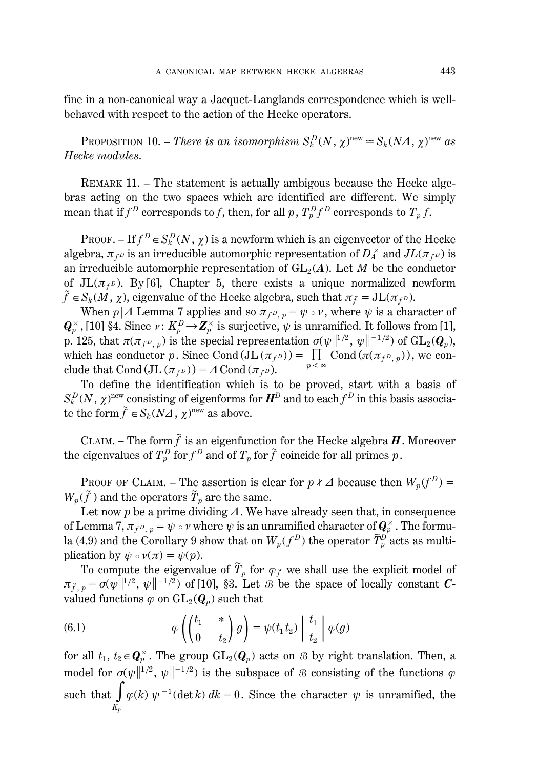fine in a non-canonical way a Jacquet-Langlands correspondence which is well-behaved with respect to the action of the Hecke operators.

PROPOSITION 10. – *There is an isomorphism $S_k^D(N, \chi)^{\text{new}} \simeq S_k(N\Delta, \chi)^{\text{new}}$ as Hecke modules.*

REMARK 11. – The statement is actually ambigous because the Hecke algebras acting on the two spaces which are identified are different. We simply mean that if $f^D$ corresponds to $f$, then, for all $p$, $T_p^D f^D$ corresponds to $T_p f$.

PROOF. – If $f^D \in S_k^D(N, \chi)$ is a newform which is an eigenvector of the Hecke algebra, $\pi_{f^D}$ is an irreducible automorphic representation of $D_{\boldsymbol{A}}^\times$ and $JL(\pi_{f^D})$ is an irreducible automorphic representation of $\mathrm{GL}_2(\boldsymbol{A})$. Let $M$ be the conductor of $\mathrm{JL}(\pi_{f^D})$. By [6], Chapter 5, there exists a unique normalized newform $\tilde{f} \in S_k(M, \chi)$, eigenvalue of the Hecke algebra, such that $\pi_{\tilde{f}} = \mathrm{JL}(\pi_{f^D})$.

When $p \mid \Delta$ Lemma 7 applies and so $\pi_{f^D, p} = \psi \circ \nu$, where $\psi$ is a character of $\boldsymbol{Q}_p^\times$, [10] §4. Since $\nu \colon K_p^D \to \boldsymbol{Z}_p^\times$ is surjective, $\psi$ is unramified. It follows from [1], p. 125, that $\pi(\pi_{f^D, p})$ is the special representation $\sigma(\psi \|^{1/2}, \psi \|^{-1/2})$ of $\mathrm{GL}_2(\boldsymbol{Q}_p)$, which has conductor $p$. Since $\mathrm{Cond}\,(\mathrm{JL}\,(\pi_{f^D})) = \prod_{p<\infty} \mathrm{Cond}\,(\pi(\pi_{f^D, p}))$, we conclude that $\mathrm{Cond}\,(\mathrm{JL}\,(\pi_{f^D})) = \Delta\, \mathrm{Cond}\,(\pi_{f^D})$.

To define the identification which is to be proved, start with a basis of $S_k^D(N, \chi)^{\text{new}}$ consisting of eigenforms for $\boldsymbol{H}^D$ and to each $f^D$ in this basis associate the form $\tilde{f} \in S_k(N\Delta, \chi)^{\text{new}}$ as above.

CLAIM. – The form $\tilde{f}$ is an eigenfunction for the Hecke algebra $\boldsymbol{H}$. Moreover the eigenvalues of $T_p^D$ for $f^D$ and of $T_p$ for $\tilde{f}$ coincide for all primes $p$.

PROOF OF CLAIM. – The assertion is clear for $p \nmid \Delta$ because then $W_p(f^D) = W_p(\tilde{f}\,)$ and the operators $\tilde{T}_p$ are the same.

Let now $p$ be a prime dividing $\Delta$. We have already seen that, in consequence of Lemma 7, $\pi_{f^D, p} = \psi \circ \nu$ where $\psi$ is an unramified character of $\boldsymbol{Q}_p^\times$. The formula (4.9) and the Corollary 9 show that on $W_p(f^D)$ the operator $\tilde{T}_p^D$ acts as multiplication by $\psi \circ \nu(\pi) = \psi(p)$.

To compute the eigenvalue of $\tilde{T}_p$ for $\varphi_{\tilde{f}}$ we shall use the explicit model of $\pi_{\tilde{f}, p} = \sigma(\psi \|^{1/2}, \psi \|^{-1/2})$ of [10], §3. Let $\mathcal{B}$ be the space of locally constant $\boldsymbol{C}$-valued functions $\varphi$ on $\mathrm{GL}_2(\boldsymbol{Q}_p)$ such that

$$
\varphi\left(\begin{pmatrix} t_1 & * \\ 0 & t_2 \end{pmatrix} g\right) = \psi(t_1 t_2) \left| \frac{t_1}{t_2} \right| \varphi(g) \tag{6.1}
$$

for all $t_1, t_2 \in \boldsymbol{Q}_p^\times$. The group $\mathrm{GL}_2(\boldsymbol{Q}_p)$ acts on $\mathcal{B}$ by right translation. Then, a model for $\sigma(\psi \|^{1/2}, \psi \|^{-1/2})$ is the subspace of $\mathcal{B}$ consisting of the functions $\varphi$ such that $\displaystyle\int_{K_p} \varphi(k)\, \psi^{-1}(\det k)\, dk = 0$. Since the character $\psi$ is unramified, the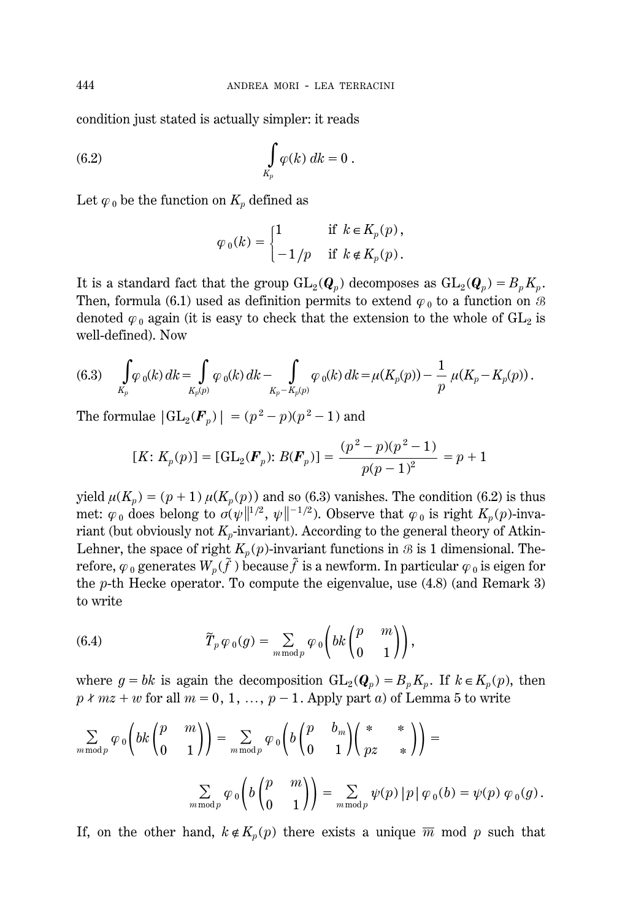condition just stated is actually simpler: it reads

$$\int_{K_p} \varphi(k)\, dk = 0\,. \tag{6.2}$$

Let $\varphi_0$ be the function on $K_p$ defined as

$$\varphi_0(k) = \begin{cases} 1 & \text{if } k \in K_p(p)\,, \\ -1/p & \text{if } k \notin K_p(p)\,. \end{cases}$$

It is a standard fact that the group $\mathrm{GL}_2(\boldsymbol{Q}_p)$ decomposes as $\mathrm{GL}_2(\boldsymbol{Q}_p) = B_p K_p$. Then, formula (6.1) used as definition permits to extend $\varphi_0$ to a function on $\mathcal{B}$ denoted $\varphi_0$ again (it is easy to check that the extension to the whole of $\mathrm{GL}_2$ is well-defined). Now

$$\int_{K_p} \varphi_0(k)\, dk = \int_{K_p(p)} \varphi_0(k)\, dk - \int_{K_p - K_p(p)} \varphi_0(k)\, dk = \mu(K_p(p)) - \frac{1}{p}\,\mu(K_p - K_p(p))\,. \tag{6.3}$$

The formulae $|\mathrm{GL}_2(\boldsymbol{F}_p)| = (p^2 - p)(p^2 - 1)$ and

$$[K\colon K_p(p)] = [\mathrm{GL}_2(\boldsymbol{F}_p)\colon B(\boldsymbol{F}_p)] = \frac{(p^2 - p)(p^2 - 1)}{p(p-1)^2} = p + 1$$

yield $\mu(K_p) = (p+1)\,\mu(K_p(p))$ and so (6.3) vanishes. The condition (6.2) is thus met: $\varphi_0$ does belong to $\sigma(\psi\|^{1/2}, \psi\|^{-1/2})$. Observe that $\varphi_0$ is right $K_p(p)$-invariant (but obviously not $K_p$-invariant). According to the general theory of Atkin-Lehner, the space of right $K_p(p)$-invariant functions in $\mathcal{B}$ is 1 dimensional. Therefore, $\varphi_0$ generates $W_p(\tilde{f})$ because $\tilde{f}$ is a newform. In particular $\varphi_0$ is eigen for the $p$-th Hecke operator. To compute the eigenvalue, use (4.8) (and Remark 3) to write

$$\tilde{T}_p \varphi_0(g) = \sum_{m \bmod p} \varphi_0\left(bk \begin{pmatrix} p & m \\ 0 & 1 \end{pmatrix}\right), \tag{6.4}$$

where $g = bk$ is again the decomposition $\mathrm{GL}_2(\boldsymbol{Q}_p) = B_p K_p$. If $k \in K_p(p)$, then $p \nmid mz + w$ for all $m = 0, 1, \ldots, p-1$. Apply part *a*) of Lemma 5 to write

$$\sum_{m \bmod p} \varphi_0\left(bk \begin{pmatrix} p & m \\ 0 & 1 \end{pmatrix}\right) = \sum_{m \bmod p} \varphi_0\left(b \begin{pmatrix} p & b_m \\ 0 & 1 \end{pmatrix} \begin{pmatrix} * & * \\ pz & * \end{pmatrix}\right) =$$

$$\sum_{m \bmod p} \varphi_0\left(b \begin{pmatrix} p & m \\ 0 & 1 \end{pmatrix}\right) = \sum_{m \bmod p} \psi(p)\,|p|\,\varphi_0(b) = \psi(p)\,\varphi_0(g)\,.$$

If, on the other hand, $k \notin K_p(p)$ there exists a unique $\overline{m}$ mod $p$ such that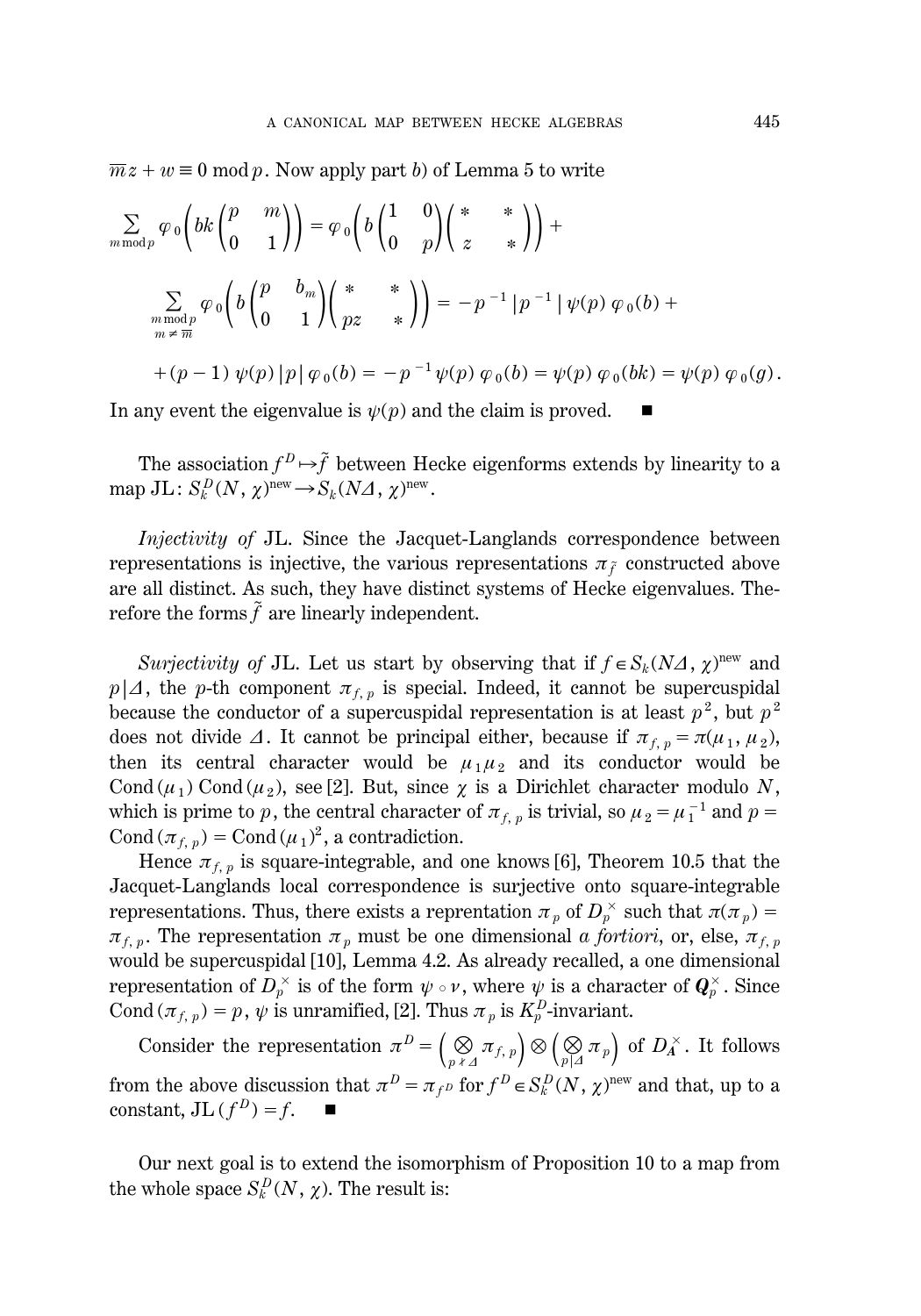$\overline{m}z + w \equiv 0 \bmod p$. Now apply part *b*) of Lemma 5 to write

$$\sum_{m \bmod p} \varphi_0\left(bk\begin{pmatrix} p & m \\ 0 & 1\end{pmatrix}\right) = \varphi_0\left(b\begin{pmatrix} 1 & 0 \\ 0 & p\end{pmatrix}\begin{pmatrix} * & * \\ z & *\end{pmatrix}\right) +$$

$$\sum_{\substack{m \bmod p \\ m \neq \overline{m}}} \varphi_0\left(b\begin{pmatrix} p & b_m \\ 0 & 1\end{pmatrix}\begin{pmatrix} * & * \\ pz & *\end{pmatrix}\right) = -p^{-1}\,|p^{-1}|\,\psi(p)\,\varphi_0(b) +$$

$$+(p-1)\,\psi(p)\,|p|\,\varphi_0(b) = -p^{-1}\psi(p)\,\varphi_0(b) = \psi(p)\,\varphi_0(bk) = \psi(p)\,\varphi_0(g).$$

In any event the eigenvalue is $\psi(p)$ and the claim is proved. ∎

The association $f^D \mapsto \tilde{f}$ between Hecke eigenforms extends by linearity to a map $\mathrm{JL}\colon S_k^D(N, \chi)^{\mathrm{new}} \to S_k(N\Delta, \chi)^{\mathrm{new}}$.

*Injectivity of* JL. Since the Jacquet-Langlands correspondence between representations is injective, the various representations $\pi_{\tilde{f}}$ constructed above are all distinct. As such, they have distinct systems of Hecke eigenvalues. Therefore the forms $\tilde{f}$ are linearly independent.

*Surjectivity of* JL. Let us start by observing that if $f \in S_k(N\Delta, \chi)^{\mathrm{new}}$ and $p \mid \Delta$, the $p$-th component $\pi_{f,p}$ is special. Indeed, it cannot be supercuspidal because the conductor of a supercuspidal representation is at least $p^2$, but $p^2$ does not divide $\Delta$. It cannot be principal either, because if $\pi_{f,p} = \pi(\mu_1, \mu_2)$, then its central character would be $\mu_1\mu_2$ and its conductor would be $\mathrm{Cond}(\mu_1)\,\mathrm{Cond}(\mu_2)$, see [2]. But, since $\chi$ is a Dirichlet character modulo $N$, which is prime to $p$, the central character of $\pi_{f,p}$ is trivial, so $\mu_2 = \mu_1^{-1}$ and $p = \mathrm{Cond}(\pi_{f,p}) = \mathrm{Cond}(\mu_1)^2$, a contradiction.

Hence $\pi_{f,p}$ is square-integrable, and one knows [6], Theorem 10.5 that the Jacquet-Langlands local correspondence is surjective onto square-integrable representations. Thus, there exists a reprentation $\pi_p$ of $D_p^\times$ such that $\pi(\pi_p) = \pi_{f,p}$. The representation $\pi_p$ must be one dimensional *a fortiori*, or, else, $\pi_{f,p}$ would be supercuspidal [10], Lemma 4.2. As already recalled, a one dimensional representation of $D_p^\times$ is of the form $\psi \circ \nu$, where $\psi$ is a character of $\boldsymbol{Q}_p^\times$. Since $\mathrm{Cond}(\pi_{f,p}) = p$, $\psi$ is unramified, [2]. Thus $\pi_p$ is $K_p^D$-invariant.

Consider the representation $\pi^D = \left(\bigotimes_{p \nmid \Delta} \pi_{f,p}\right) \otimes \left(\bigotimes_{p \mid \Delta} \pi_p\right)$ of $D_{\boldsymbol{A}}^\times$. It follows from the above discussion that $\pi^D = \pi_{f^D}$ for $f^D \in S_k^D(N, \chi)^{\mathrm{new}}$ and that, up to a constant, $\mathrm{JL}(f^D) = f$. ∎

Our next goal is to extend the isomorphism of Proposition 10 to a map from the whole space $S_k^D(N, \chi)$. The result is: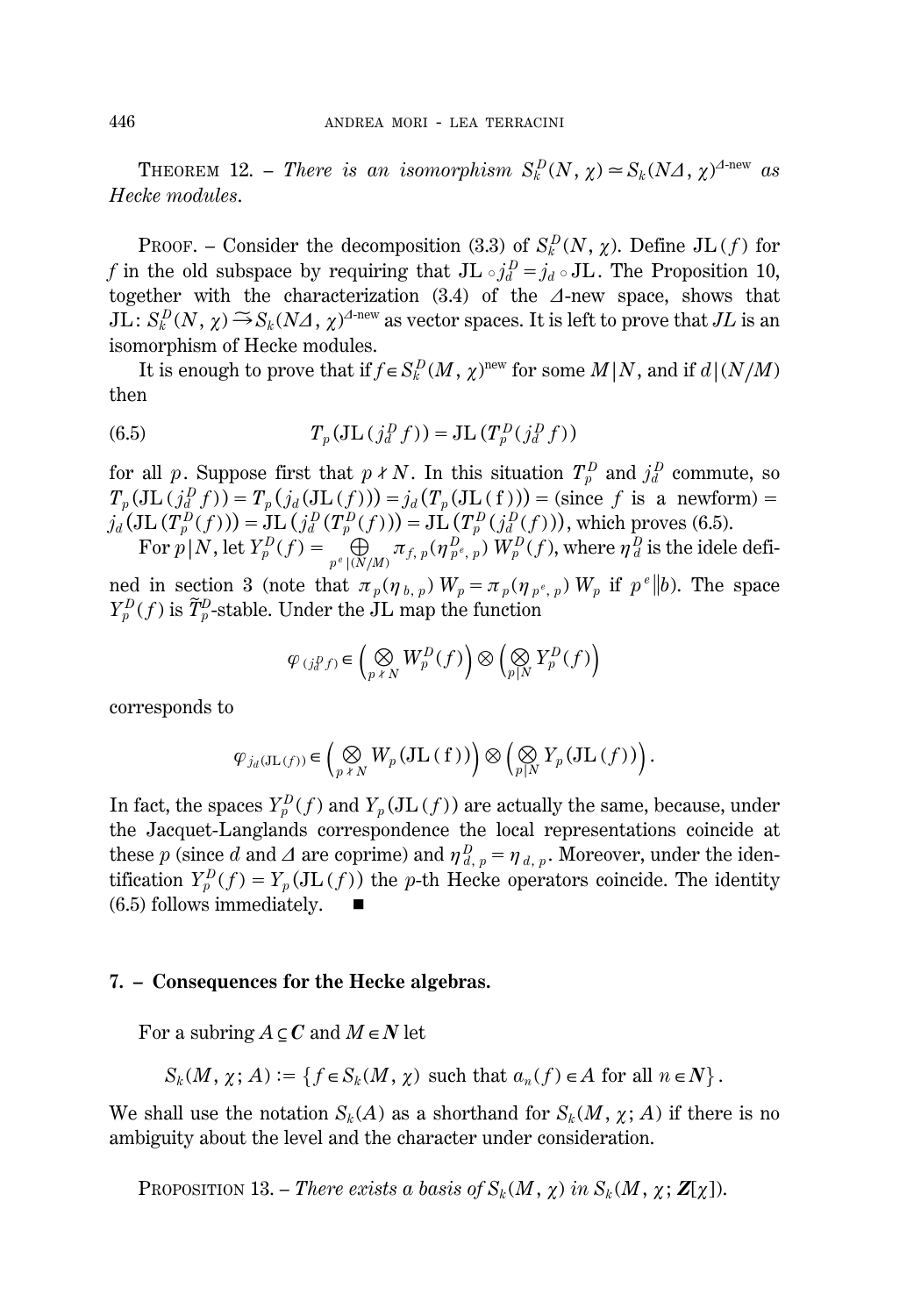THEOREM 12. – *There is an isomorphism $S_k^D(N, \chi) \simeq S_k(N\Delta, \chi)^{\Delta\text{-new}}$ as Hecke modules.*

PROOF. – Consider the decomposition (3.3) of $S_k^D(N, \chi)$. Define $\mathrm{JL}(f)$ for $f$ in the old subspace by requiring that $\mathrm{JL} \circ j_d^D = j_d \circ \mathrm{JL}$. The Proposition 10, together with the characterization (3.4) of the $\Delta$-new space, shows that $\mathrm{JL}\colon S_k^D(N, \chi) \xrightarrow{\sim} S_k(N\Delta, \chi)^{\Delta\text{-new}}$ as vector spaces. It is left to prove that $JL$ is an isomorphism of Hecke modules.

It is enough to prove that if $f \in S_k^D(M, \chi)^{\mathrm{new}}$ for some $M | N$, and if $d | (N/M)$ then

$$T_p(\mathrm{JL}(j_d^D f)) = \mathrm{JL}(T_p^D(j_d^D f)) \tag{6.5}$$

for all $p$. Suppose first that $p \nmid N$. In this situation $T_p^D$ and $j_d^D$ commute, so $T_p(\mathrm{JL}(j_d^D f)) = T_p(j_d(\mathrm{JL}(f))) = j_d(T_p(\mathrm{JL}(f))) =$ (since $f$ is a newform) $= j_d(\mathrm{JL}(T_p^D(f))) = \mathrm{JL}(j_d^D(T_p^D(f))) = \mathrm{JL}(T_p^D(j_d^D(f)))$, which proves (6.5).

For $p | N$, let $Y_p^D(f) = \bigoplus_{p^e | (N/M)} \pi_{f,p}(\eta^D_{p^e,p})\, W_p^D(f)$, where $\eta_d^D$ is the idele defined in section 3 (note that $\pi_p(\eta_{b,p})\, W_p = \pi_p(\eta_{p^e,p})\, W_p$ if $p^e \| b$). The space $Y_p^D(f)$ is $\tilde{T}_p^D$-stable. Under the JL map the function

$$\varphi_{(j_d^D f)} \in \Big( \bigotimes_{p \nmid N} W_p^D(f) \Big) \otimes \Big( \bigotimes_{p | N} Y_p^D(f) \Big)$$

corresponds to

$$\varphi_{j_d(\mathrm{JL}(f))} \in \Big( \bigotimes_{p \nmid N} W_p(\mathrm{JL}(f)) \Big) \otimes \Big( \bigotimes_{p | N} Y_p(\mathrm{JL}(f)) \Big).$$

In fact, the spaces $Y_p^D(f)$ and $Y_p(\mathrm{JL}(f))$ are actually the same, because, under the Jacquet-Langlands correspondence the local representations coincide at these $p$ (since $d$ and $\Delta$ are coprime) and $\eta^D_{d,p} = \eta_{d,p}$. Moreover, under the identification $Y_p^D(f) = Y_p(\mathrm{JL}(f))$ the $p$-th Hecke operators coincide. The identity (6.5) follows immediately. ■

## 7. – Consequences for the Hecke algebras.

For a subring $A \subseteq \boldsymbol{C}$ and $M \in \boldsymbol{N}$ let

$$S_k(M, \chi; A) := \{ f \in S_k(M, \chi) \text{ such that } a_n(f) \in A \text{ for all } n \in \boldsymbol{N} \}.$$

We shall use the notation $S_k(A)$ as a shorthand for $S_k(M, \chi; A)$ if there is no ambiguity about the level and the character under consideration.

PROPOSITION 13. – *There exists a basis of $S_k(M, \chi)$ in $S_k(M, \chi; \boldsymbol{Z}[\chi])$.*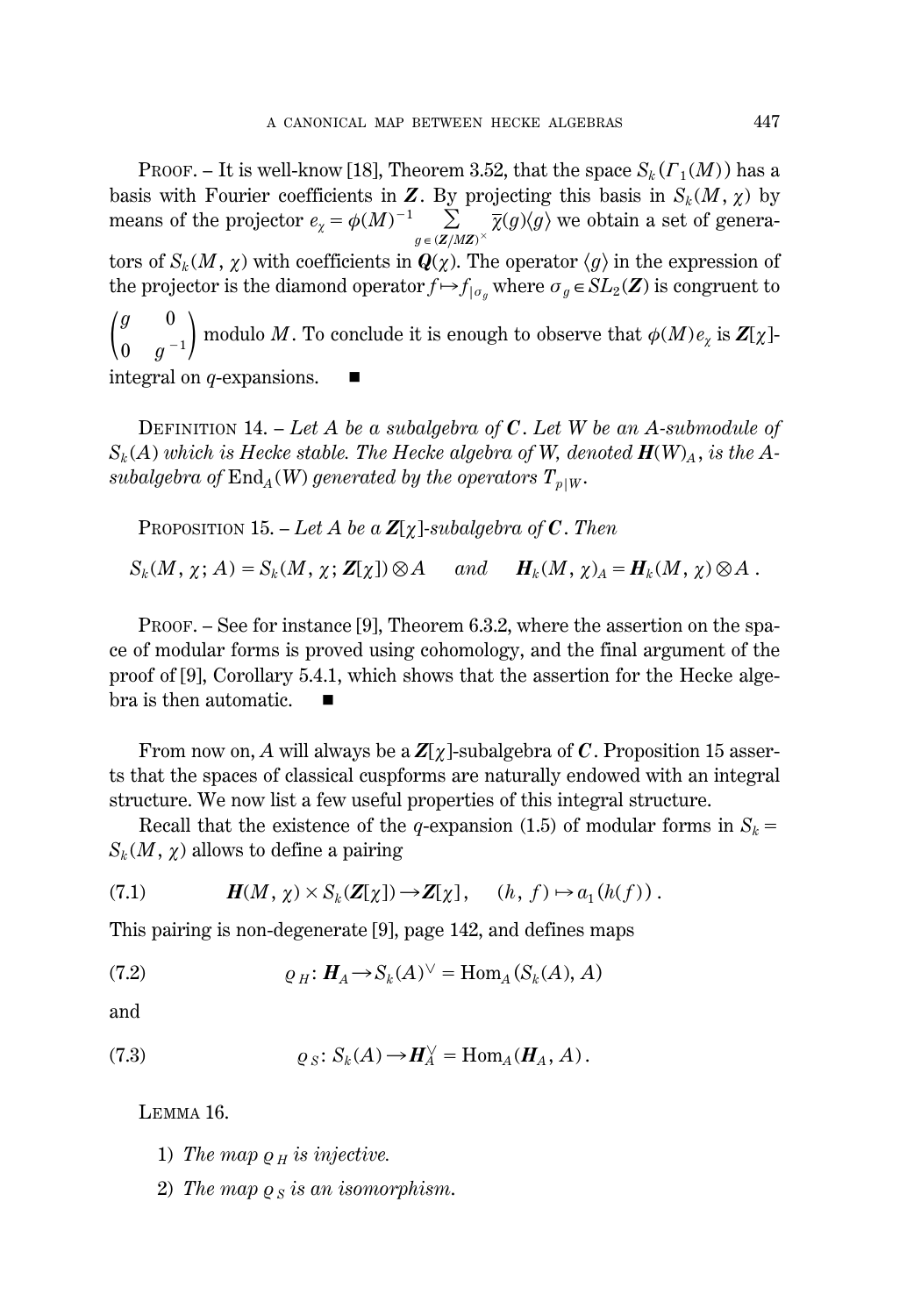PROOF. – It is well-know [18], Theorem 3.52, that the space $S_k(\Gamma_1(M))$ has a basis with Fourier coefficients in $\boldsymbol{Z}$. By projecting this basis in $S_k(M, \chi)$ by means of the projector $e_\chi = \phi(M)^{-1} \sum_{g \in (\boldsymbol{Z}/M\boldsymbol{Z})^\times} \bar{\chi}(g)\langle g \rangle$ we obtain a set of generators of $S_k(M, \chi)$ with coefficients in $\boldsymbol{Q}(\chi)$. The operator $\langle g \rangle$ in the expression of the projector is the diamond operator $f \mapsto f_{|\sigma_g}$ where $\sigma_g \in SL_2(\boldsymbol{Z})$ is congruent to $\begin{pmatrix} g & 0 \\ 0 & g^{-1} \end{pmatrix}$ modulo $M$. To conclude it is enough to observe that $\phi(M) e_\chi$ is $\boldsymbol{Z}[\chi]$-integral on $q$-expansions. ■

DEFINITION 14. – *Let $A$ be a subalgebra of $\boldsymbol{C}$. Let $W$ be an $A$-submodule of $S_k(A)$ which is Hecke stable. The Hecke algebra of $W$, denoted $\boldsymbol{H}(W)_A$, is the $A$-subalgebra of* $\mathrm{End}_A(W)$ *generated by the operators $T_{p|W}$.*

PROPOSITION 15. – *Let $A$ be a $\boldsymbol{Z}[\chi]$-subalgebra of $\boldsymbol{C}$. Then*

$$S_k(M, \chi; A) = S_k(M, \chi; \boldsymbol{Z}[\chi]) \otimes A \qquad \textit{and} \qquad \boldsymbol{H}_k(M, \chi)_A = \boldsymbol{H}_k(M, \chi) \otimes A\,.$$

PROOF. – See for instance [9], Theorem 6.3.2, where the assertion on the space of modular forms is proved using cohomology, and the final argument of the proof of [9], Corollary 5.4.1, which shows that the assertion for the Hecke algebra is then automatic. ■

From now on, $A$ will always be a $\boldsymbol{Z}[\chi]$-subalgebra of $\boldsymbol{C}$. Proposition 15 asserts that the spaces of classical cuspforms are naturally endowed with an integral structure. We now list a few useful properties of this integral structure.

Recall that the existence of the $q$-expansion (1.5) of modular forms in $S_k = S_k(M, \chi)$ allows to define a pairing

$$\boldsymbol{H}(M, \chi) \times S_k(\boldsymbol{Z}[\chi]) \to \boldsymbol{Z}[\chi], \qquad (h, f) \mapsto a_1(h(f))\,. \tag{7.1}$$

This pairing is non-degenerate [9], page 142, and defines maps

$$\varrho_H \colon \boldsymbol{H}_A \to S_k(A)^\vee = \mathrm{Hom}_A(S_k(A), A) \tag{7.2}$$

and

$$\varrho_S \colon S_k(A) \to \boldsymbol{H}_A^\vee = \mathrm{Hom}_A(\boldsymbol{H}_A, A)\,. \tag{7.3}$$

LEMMA 16.

1) *The map $\varrho_H$ is injective.*
2) *The map $\varrho_S$ is an isomorphism.*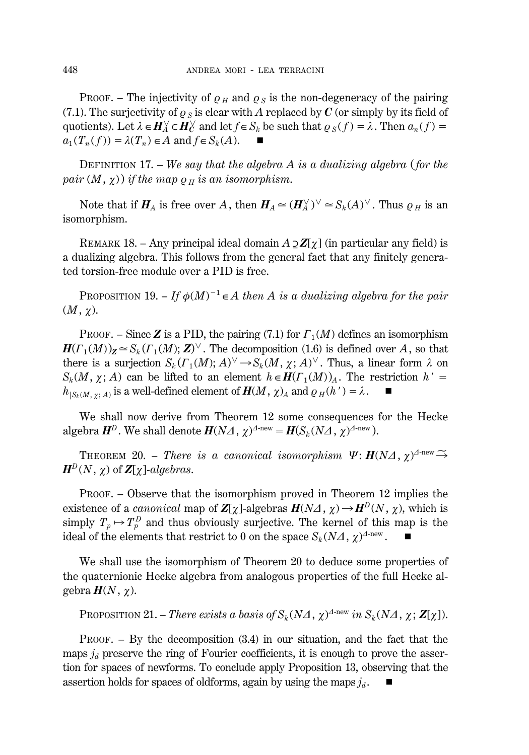PROOF. – The injectivity of $\varrho_H$ and $\varrho_S$ is the non-degeneracy of the pairing (7.1). The surjectivity of $\varrho_S$ is clear with $A$ replaced by $\boldsymbol{C}$ (or simply by its field of quotients). Let $\lambda \in \boldsymbol{H}_A^\vee \subset \boldsymbol{H}_{\boldsymbol{C}}^\vee$ and let $f \in S_k$ be such that $\varrho_S(f) = \lambda$. Then $a_n(f) = a_1(T_n(f)) = \lambda(T_n) \in A$ and $f \in S_k(A)$. ■

DEFINITION 17. – *We say that the algebra $A$ is a dualizing algebra* (*for the pair* $(M, \chi)$) *if the map $\varrho_H$ is an isomorphism.*

Note that if $\boldsymbol{H}_A$ is free over $A$, then $\boldsymbol{H}_A \simeq (\boldsymbol{H}_A^\vee)^\vee \simeq S_k(A)^\vee$. Thus $\varrho_H$ is an isomorphism.

REMARK 18. – Any principal ideal domain $A \supseteq \boldsymbol{Z}[\chi]$ (in particular any field) is a dualizing algebra. This follows from the general fact that any finitely generated torsion-free module over a PID is free.

PROPOSITION 19. – *If $\phi(M)^{-1} \in A$ then $A$ is a dualizing algebra for the pair* $(M, \chi)$.

PROOF. – Since $\boldsymbol{Z}$ is a PID, the pairing (7.1) for $\Gamma_1(M)$ defines an isomorphism $\boldsymbol{H}(\Gamma_1(M))_{\boldsymbol{Z}} \simeq S_k(\Gamma_1(M); \boldsymbol{Z})^\vee$. The decomposition (1.6) is defined over $A$, so that there is a surjection $S_k(\Gamma_1(M); A)^\vee \to S_k(M, \chi; A)^\vee$. Thus, a linear form $\lambda$ on $S_k(M, \chi; A)$ can be lifted to an element $h \in \boldsymbol{H}(\Gamma_1(M))_A$. The restriction $h' = h_{|S_k(M, \chi; A)}$ is a well-defined element of $\boldsymbol{H}(M, \chi)_A$ and $\varrho_H(h') = \lambda$. ■

We shall now derive from Theorem 12 some consequences for the Hecke algebra $\boldsymbol{H}^D$. We shall denote $\boldsymbol{H}(N\Delta, \chi)^{\Delta\text{-new}} = \boldsymbol{H}(S_k(N\Delta, \chi)^{\Delta\text{-new}})$.

THEOREM 20. – *There is a canonical isomorphism $\Psi: \boldsymbol{H}(N\Delta, \chi)^{\Delta\text{-new}} \xrightarrow{\sim} \boldsymbol{H}^D(N, \chi)$ of $\boldsymbol{Z}[\chi]$-algebras.*

PROOF. – Observe that the isomorphism proved in Theorem 12 implies the existence of a *canonical* map of $\boldsymbol{Z}[\chi]$-algebras $\boldsymbol{H}(N\Delta, \chi) \to \boldsymbol{H}^D(N, \chi)$, which is simply $T_p \mapsto T_p^D$ and thus obviously surjective. The kernel of this map is the ideal of the elements that restrict to 0 on the space $S_k(N\Delta, \chi)^{\Delta\text{-new}}$. ■

We shall use the isomorphism of Theorem 20 to deduce some properties of the quaternionic Hecke algebra from analogous properties of the full Hecke algebra $\boldsymbol{H}(N, \chi)$.

PROPOSITION 21. – *There exists a basis of $S_k(N\Delta, \chi)^{\Delta\text{-new}}$ in $S_k(N\Delta, \chi; \boldsymbol{Z}[\chi])$.*

PROOF. – By the decomposition (3.4) in our situation, and the fact that the maps $j_d$ preserve the ring of Fourier coefficients, it is enough to prove the assertion for spaces of newforms. To conclude apply Proposition 13, observing that the assertion holds for spaces of oldforms, again by using the maps $j_d$. ■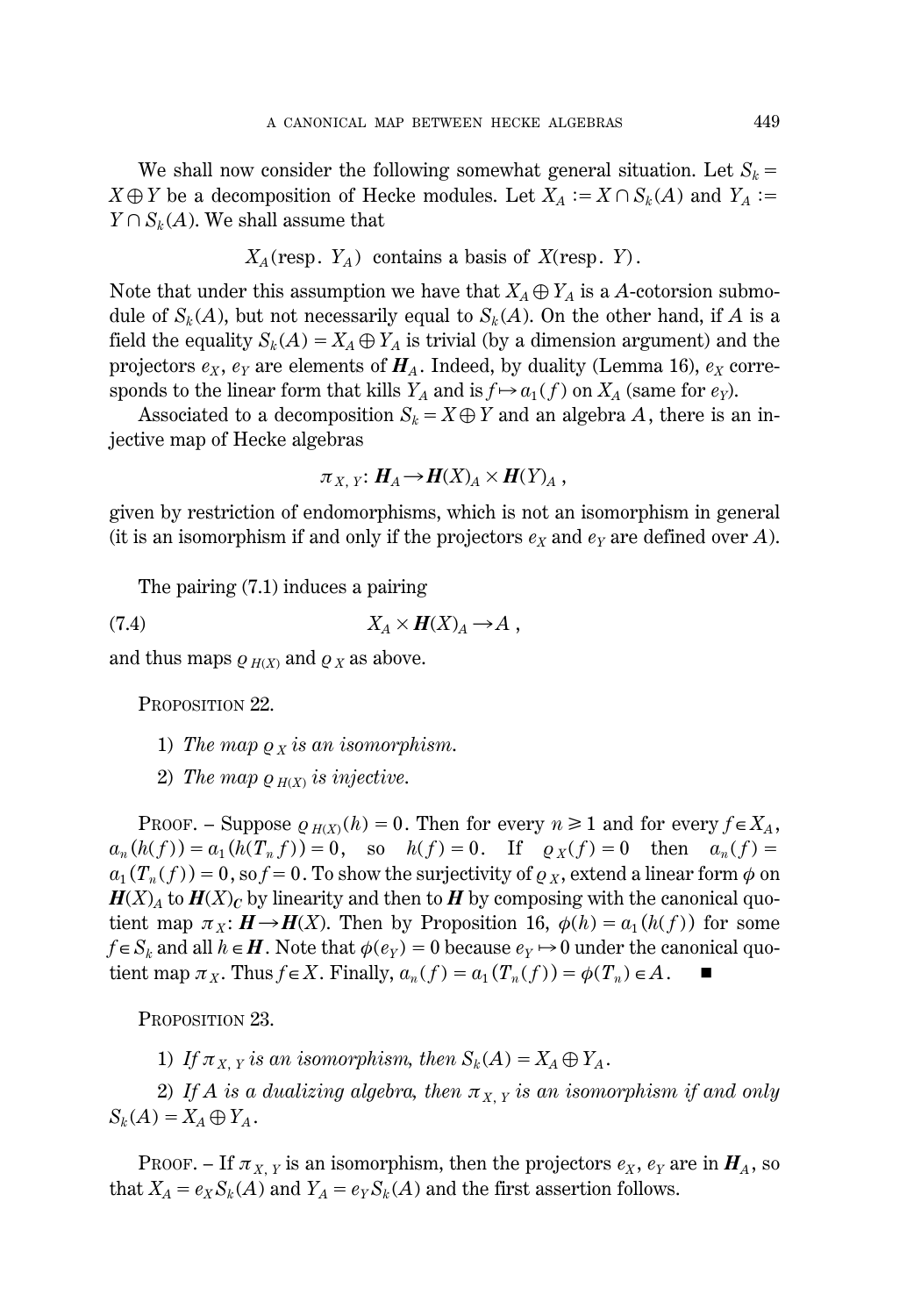We shall now consider the following somewhat general situation. Let $S_k = X \oplus Y$ be a decomposition of Hecke modules. Let $X_A := X \cap S_k(A)$ and $Y_A := Y \cap S_k(A)$. We shall assume that

$$X_A (\text{resp. } Y_A) \text{ contains a basis of } X (\text{resp. } Y).$$

Note that under this assumption we have that $X_A \oplus Y_A$ is a $A$-cotorsion submodule of $S_k(A)$, but not necessarily equal to $S_k(A)$. On the other hand, if $A$ is a field the equality $S_k(A) = X_A \oplus Y_A$ is trivial (by a dimension argument) and the projectors $e_X$, $e_Y$ are elements of $\boldsymbol{H}_A$. Indeed, by duality (Lemma 16), $e_X$ corresponds to the linear form that kills $Y_A$ and is $f \mapsto a_1(f)$ on $X_A$ (same for $e_Y$).

Associated to a decomposition $S_k = X \oplus Y$ and an algebra $A$, there is an injective map of Hecke algebras

$$\pi_{X,Y} \colon \boldsymbol{H}_A \to \boldsymbol{H}(X)_A \times \boldsymbol{H}(Y)_A ,$$

given by restriction of endomorphisms, which is not an isomorphism in general (it is an isomorphism if and only if the projectors $e_X$ and $e_Y$ are defined over $A$).

The pairing (7.1) induces a pairing

$$X_A \times \boldsymbol{H}(X)_A \to A , \tag{7.4}$$

and thus maps $\varrho_{H(X)}$ and $\varrho_X$ as above.

PROPOSITION 22.

1) *The map $\varrho_X$ is an isomorphism.*

2) *The map $\varrho_{H(X)}$ is injective.*

PROOF. – Suppose $\varrho_{H(X)}(h) = 0$. Then for every $n \geq 1$ and for every $f \in X_A$, $a_n(h(f)) = a_1(h(T_n f)) = 0$, so $h(f) = 0$. If $\varrho_X(f) = 0$ then $a_n(f) = a_1(T_n(f)) = 0$, so $f = 0$. To show the surjectivity of $\varrho_X$, extend a linear form $\phi$ on $\boldsymbol{H}(X)_A$ to $\boldsymbol{H}(X)_C$ by linearity and then to $\boldsymbol{H}$ by composing with the canonical quotient map $\pi_X \colon \boldsymbol{H} \to \boldsymbol{H}(X)$. Then by Proposition 16, $\phi(h) = a_1(h(f))$ for some $f \in S_k$ and all $h \in \boldsymbol{H}$. Note that $\phi(e_Y) = 0$ because $e_Y \mapsto 0$ under the canonical quotient map $\pi_X$. Thus $f \in X$. Finally, $a_n(f) = a_1(T_n(f)) = \phi(T_n) \in A$. ∎

PROPOSITION 23.

1) *If $\pi_{X,Y}$ is an isomorphism, then $S_k(A) = X_A \oplus Y_A$.*

2) *If $A$ is a dualizing algebra, then $\pi_{X,Y}$ is an isomorphism if and only $S_k(A) = X_A \oplus Y_A$.*

PROOF. – If $\pi_{X,Y}$ is an isomorphism, then the projectors $e_X$, $e_Y$ are in $\boldsymbol{H}_A$, so that $X_A = e_X S_k(A)$ and $Y_A = e_Y S_k(A)$ and the first assertion follows.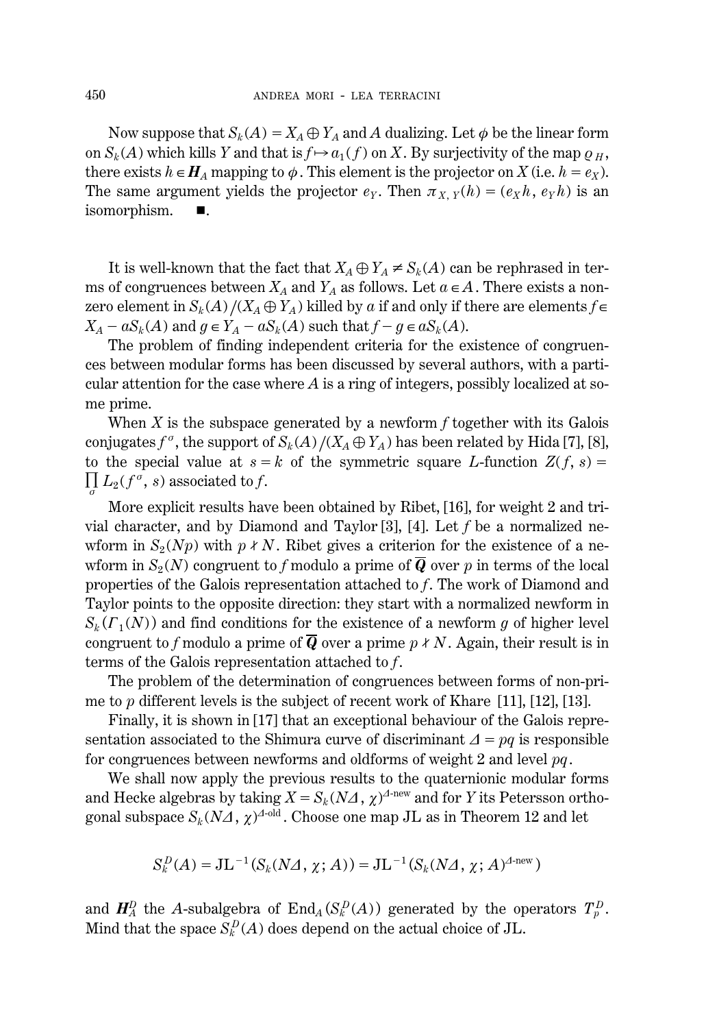Now suppose that $S_k(A) = X_A \oplus Y_A$ and $A$ dualizing. Let $\phi$ be the linear form on $S_k(A)$ which kills $Y$ and that is $f \mapsto a_1(f)$ on $X$. By surjectivity of the map $\varrho_H$, there exists $h \in \boldsymbol{H}_A$ mapping to $\phi$. This element is the projector on $X$ (i.e. $h = e_X$). The same argument yields the projector $e_Y$. Then $\pi_{X,Y}(h) = (e_X h, e_Y h)$ is an isomorphism. ■.

It is well-known that the fact that $X_A \oplus Y_A \neq S_k(A)$ can be rephrased in terms of congruences between $X_A$ and $Y_A$ as follows. Let $a \in A$. There exists a nonzero element in $S_k(A)/(X_A \oplus Y_A)$ killed by $a$ if and only if there are elements $f \in X_A - aS_k(A)$ and $g \in Y_A - aS_k(A)$ such that $f - g \in aS_k(A)$.

The problem of finding independent criteria for the existence of congruences between modular forms has been discussed by several authors, with a particular attention for the case where $A$ is a ring of integers, possibly localized at some prime.

When $X$ is the subspace generated by a newform $f$ together with its Galois conjugates $f^\sigma$, the support of $S_k(A)/(X_A \oplus Y_A)$ has been related by Hida [7], [8], to the special value at $s = k$ of the symmetric square $L$-function $Z(f, s) = \prod_\sigma L_2(f^\sigma, s)$ associated to $f$.

More explicit results have been obtained by Ribet, [16], for weight 2 and trivial character, and by Diamond and Taylor [3], [4]. Let $f$ be a normalized newform in $S_2(Np)$ with $p \nmid N$. Ribet gives a criterion for the existence of a newform in $S_2(N)$ congruent to $f$ modulo a prime of $\overline{\boldsymbol{Q}}$ over $p$ in terms of the local properties of the Galois representation attached to $f$. The work of Diamond and Taylor points to the opposite direction: they start with a normalized newform in $S_k(\Gamma_1(N))$ and find conditions for the existence of a newform $g$ of higher level congruent to $f$ modulo a prime of $\overline{\boldsymbol{Q}}$ over a prime $p \nmid N$. Again, their result is in terms of the Galois representation attached to $f$.

The problem of the determination of congruences between forms of non-prime to $p$ different levels is the subject of recent work of Khare [11], [12], [13].

Finally, it is shown in [17] that an exceptional behaviour of the Galois representation associated to the Shimura curve of discriminant $\Delta = pq$ is responsible for congruences between newforms and oldforms of weight 2 and level $pq$.

We shall now apply the previous results to the quaternionic modular forms and Hecke algebras by taking $X = S_k(N\Delta, \chi)^{\Delta\text{-new}}$ and for $Y$ its Petersson orthogonal subspace $S_k(N\Delta, \chi)^{\Delta\text{-old}}$. Choose one map JL as in Theorem 12 and let

$$S_k^D(A) = \mathrm{JL}^{-1}(S_k(N\Delta, \chi; A)) = \mathrm{JL}^{-1}(S_k(N\Delta, \chi; A)^{\Delta\text{-new}})$$

and $\boldsymbol{H}_A^D$ the $A$-subalgebra of $\mathrm{End}_A(S_k^D(A))$ generated by the operators $T_p^D$. Mind that the space $S_k^D(A)$ does depend on the actual choice of JL.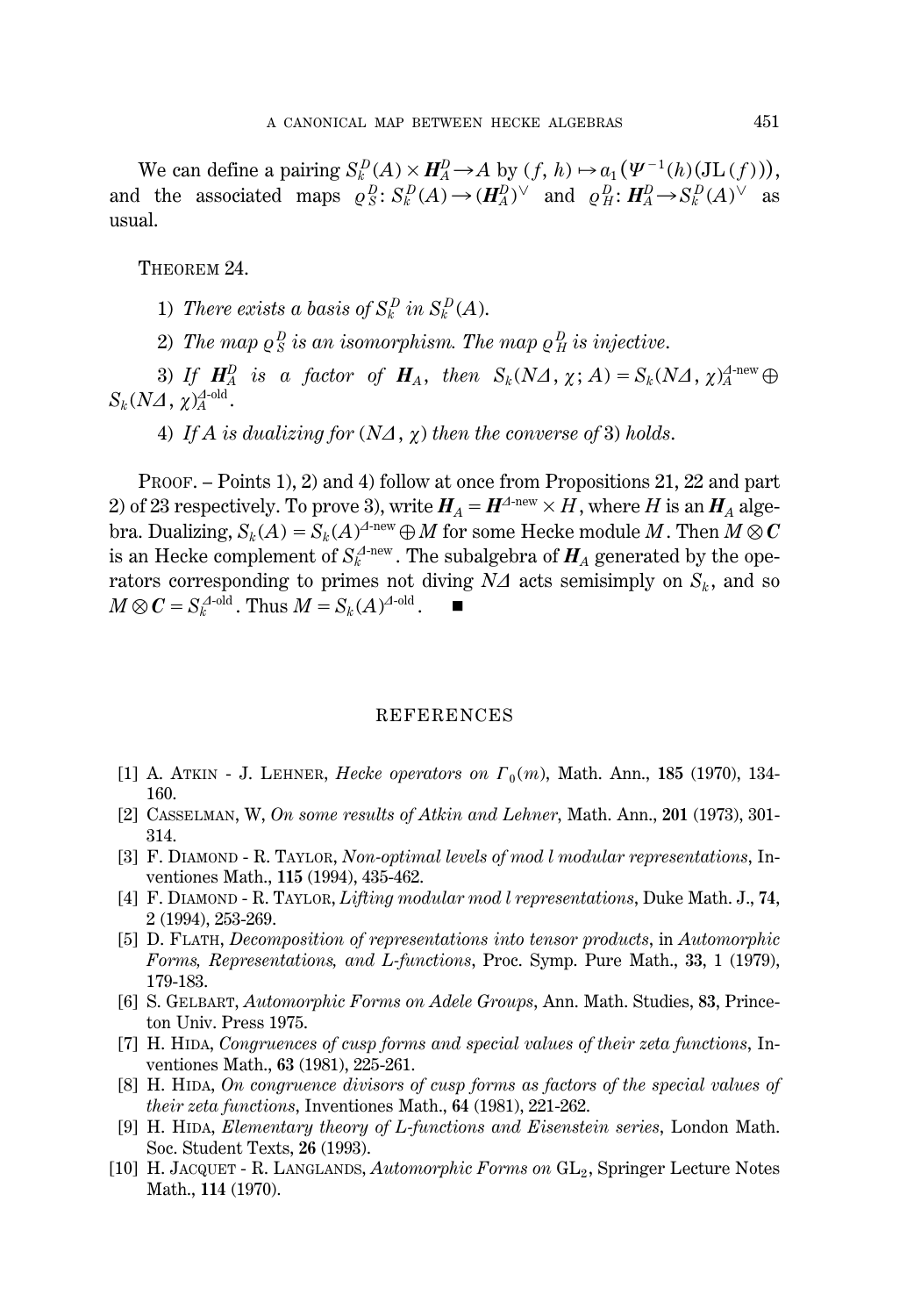We can define a pairing $S_k^D(A) \times \boldsymbol{H}_A^D \to A$ by $(f, h) \mapsto a_1(\Psi^{-1}(h)(\mathrm{JL}(f)))$, and the associated maps $\varrho_S^D \colon S_k^D(A) \to (\boldsymbol{H}_A^D)^\vee$ and $\varrho_H^D \colon \boldsymbol{H}_A^D \to S_k^D(A)^\vee$ as usual.

THEOREM 24.

1) *There exists a basis of $S_k^D$ in $S_k^D(A)$.*

2) *The map $\varrho_S^D$ is an isomorphism. The map $\varrho_H^D$ is injective.*

3) *If $\boldsymbol{H}_A^D$ is a factor of $\boldsymbol{H}_A$, then $S_k(N\Delta, \chi; A) = S_k(N\Delta, \chi)_A^{\Delta\text{-new}} \oplus S_k(N\Delta, \chi)_A^{\Delta\text{-old}}$.*

4) *If $A$ is dualizing for $(N\Delta, \chi)$ then the converse of* 3) *holds.*

PROOF. – Points 1), 2) and 4) follow at once from Propositions 21, 22 and part 2) of 23 respectively. To prove 3), write $\boldsymbol{H}_A = \boldsymbol{H}^{\Delta\text{-new}} \times H$, where $H$ is an $\boldsymbol{H}_A$ algebra. Dualizing, $S_k(A) = S_k(A)^{\Delta\text{-new}} \oplus M$ for some Hecke module $M$. Then $M \otimes \boldsymbol{C}$ is an Hecke complement of $S_k^{\Delta\text{-new}}$. The subalgebra of $\boldsymbol{H}_A$ generated by the operators corresponding to primes not diving $N\Delta$ acts semisimply on $S_k$, and so $M \otimes \boldsymbol{C} = S_k^{\Delta\text{-old}}$. Thus $M = S_k(A)^{\Delta\text{-old}}$. ■

## REFERENCES

[1] A. ATKIN - J. LEHNER, *Hecke operators on $\Gamma_0(m)$*, Math. Ann., **185** (1970), 134-160.

[2] CASSELMAN, W, *On some results of Atkin and Lehner*, Math. Ann., **201** (1973), 301-314.

[3] F. DIAMOND - R. TAYLOR, *Non-optimal levels of mod l modular representations*, Inventiones Math., **115** (1994), 435-462.

[4] F. DIAMOND - R. TAYLOR, *Lifting modular mod l representations*, Duke Math. J., **74**, 2 (1994), 253-269.

[5] D. FLATH, *Decomposition of representations into tensor products*, in *Automorphic Forms, Representations, and L-functions*, Proc. Symp. Pure Math., **33**, 1 (1979), 179-183.

[6] S. GELBART, *Automorphic Forms on Adele Groups*, Ann. Math. Studies, **83**, Princeton Univ. Press 1975.

[7] H. HIDA, *Congruences of cusp forms and special values of their zeta functions*, Inventiones Math., **63** (1981), 225-261.

[8] H. HIDA, *On congruence divisors of cusp forms as factors of the special values of their zeta functions*, Inventiones Math., **64** (1981), 221-262.

[9] H. HIDA, *Elementary theory of L-functions and Eisenstein series*, London Math. Soc. Student Texts, **26** (1993).

[10] H. JACQUET - R. LANGLANDS, *Automorphic Forms on* $\mathrm{GL}_2$, Springer Lecture Notes Math., **114** (1970).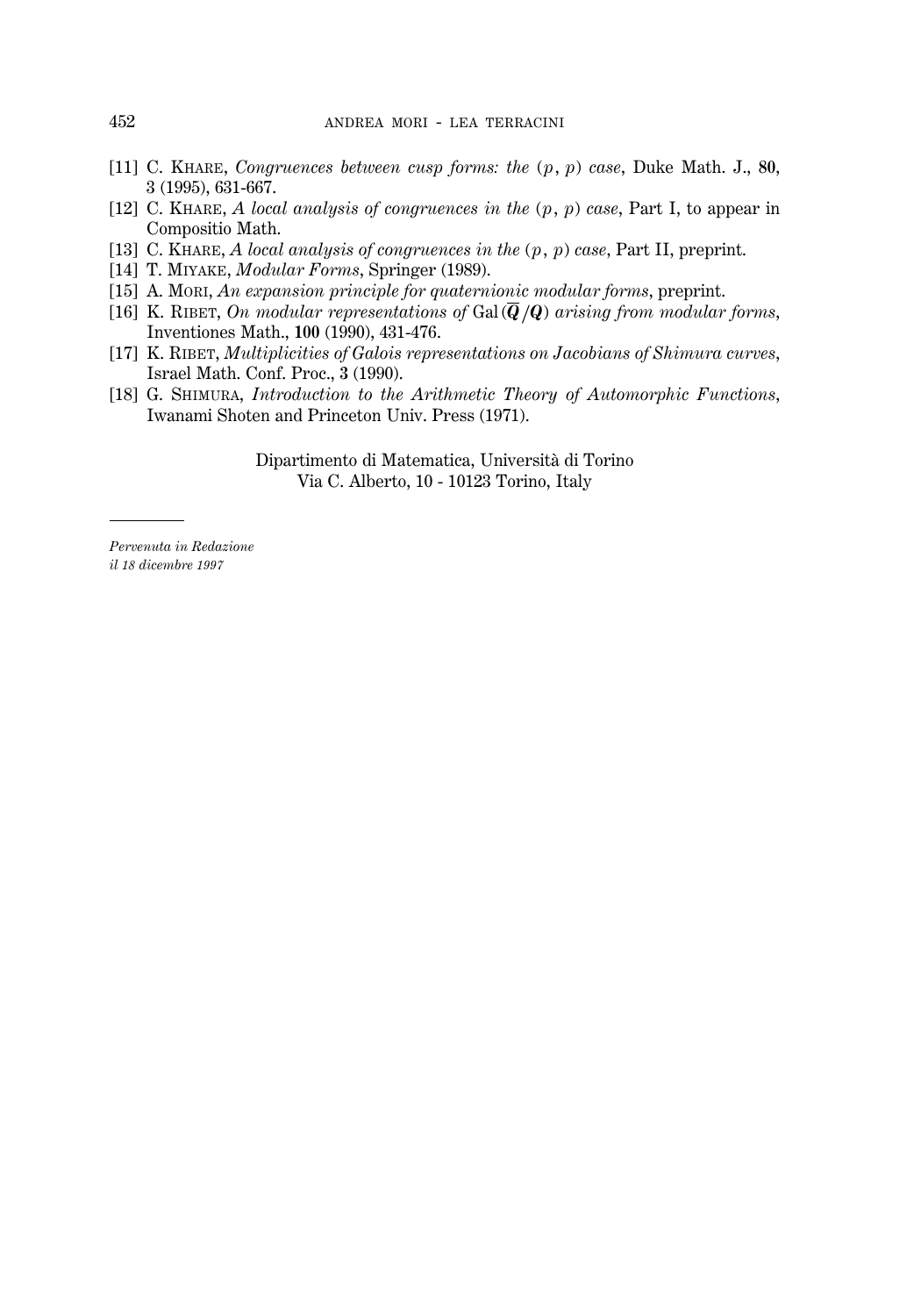[11] C. KHARE, *Congruences between cusp forms: the* $(p, p)$ *case*, Duke Math. J., **80**, 3 (1995), 631-667.

[12] C. KHARE, *A local analysis of congruences in the* $(p, p)$ *case*, Part I, to appear in Compositio Math.

[13] C. KHARE, *A local analysis of congruences in the* $(p, p)$ *case*, Part II, preprint.

[14] T. MIYAKE, *Modular Forms*, Springer (1989).

[15] A. MORI, *An expansion principle for quaternionic modular forms*, preprint.

[16] K. RIBET, *On modular representations of* $\mathrm{Gal}(\overline{\boldsymbol{Q}}/\boldsymbol{Q})$ *arising from modular forms*, Inventiones Math., **100** (1990), 431-476.

[17] K. RIBET, *Multiplicities of Galois representations on Jacobians of Shimura curves*, Israel Math. Conf. Proc., **3** (1990).

[18] G. SHIMURA, *Introduction to the Arithmetic Theory of Automorphic Functions*, Iwanami Shoten and Princeton Univ. Press (1971).

Dipartimento di Matematica, Università di Torino
Via C. Alberto, 10 - 10123 Torino, Italy

*Pervenuta in Redazione*
*il 18 dicembre 1997*